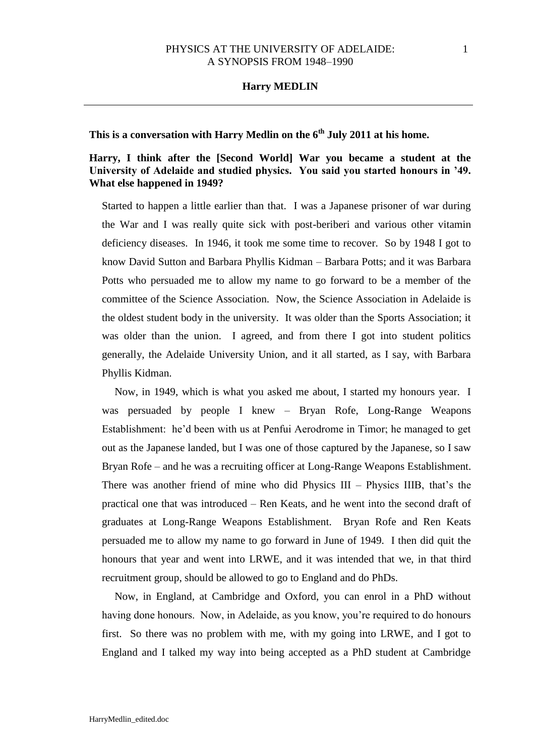PHYSICS AT THE UNIVERSITY OF ADELAIDE: A SYNOPSIS FROM 1948–1990

**Harry MEDLIN**

---

**This is a conversation with Harry Medlin on the 6th July 2011 at his home.**

**Harry, I think after the [Second World] War you became a student at the University of Adelaide and studied physics. You said you started honours in '49. What else happened in 1949?**

Started to happen a little earlier than that. I was a Japanese prisoner of war during the War and I was really quite sick with post-beriberi and various other vitamin deficiency diseases. In 1946, it took me some time to recover. So by 1948 I got to know David Sutton and Barbara Phyllis Kidman – Barbara Potts; and it was Barbara Potts who persuaded me to allow my name to go forward to be a member of the committee of the Science Association. Now, the Science Association in Adelaide is the oldest student body in the university. It was older than the Sports Association; it was older than the union. I agreed, and from there I got into student politics generally, the Adelaide University Union, and it all started, as I say, with Barbara Phyllis Kidman.

Now, in 1949, which is what you asked me about, I started my honours year. I was persuaded by people I knew – Bryan Rofe, Long-Range Weapons Establishment: he'd been with us at Penfui Aerodrome in Timor; he managed to get out as the Japanese landed, but I was one of those captured by the Japanese, so I saw Bryan Rofe – and he was a recruiting officer at Long-Range Weapons Establishment. There was another friend of mine who did Physics III – Physics IIIB, that's the practical one that was introduced – Ren Keats, and he went into the second draft of graduates at Long-Range Weapons Establishment. Bryan Rofe and Ren Keats persuaded me to allow my name to go forward in June of 1949. I then did quit the honours that year and went into LRWE, and it was intended that we, in that third recruitment group, should be allowed to go to England and do PhDs.

Now, in England, at Cambridge and Oxford, you can enrol in a PhD without having done honours. Now, in Adelaide, as you know, you're required to do honours first. So there was no problem with me, with my going into LRWE, and I got to England and I talked my way into being accepted as a PhD student at Cambridge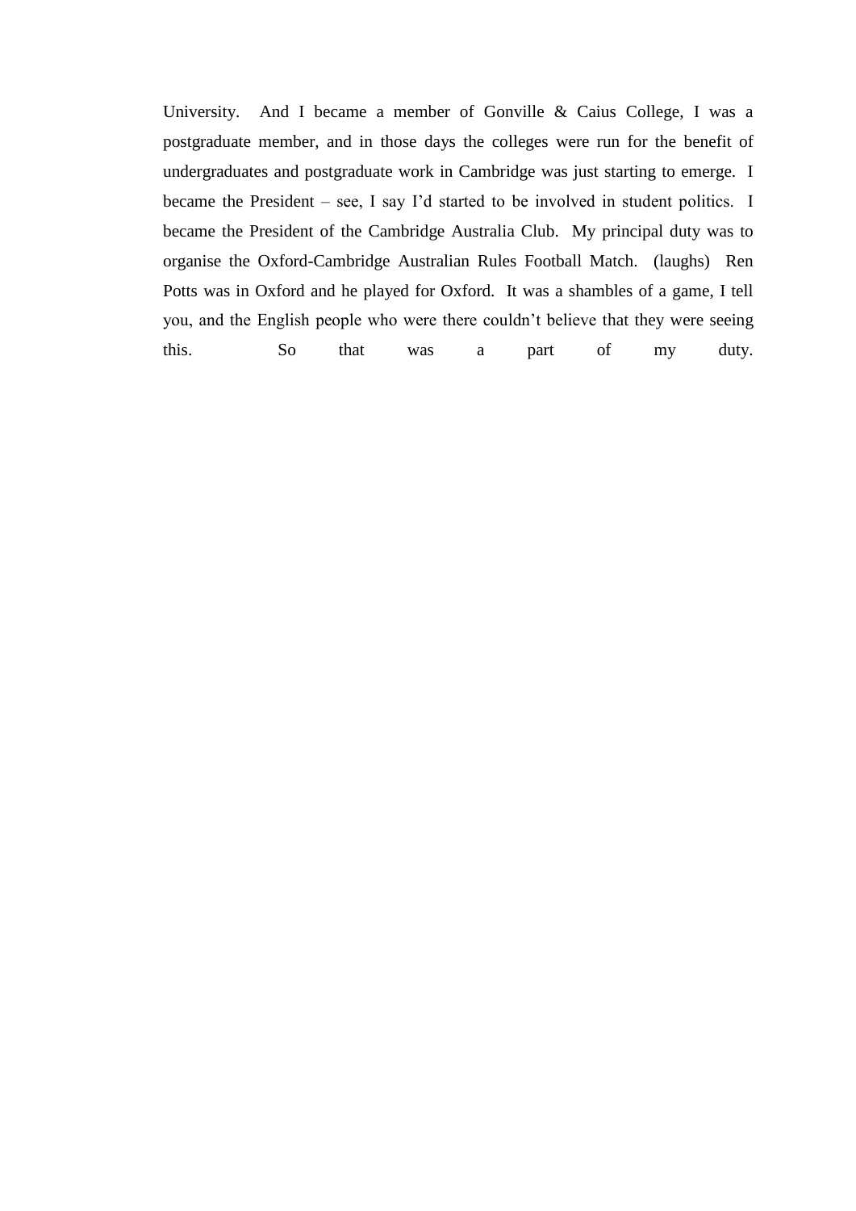University. And I became a member of Gonville & Caius College, I was a postgraduate member, and in those days the colleges were run for the benefit of undergraduates and postgraduate work in Cambridge was just starting to emerge. I became the President – see, I say I'd started to be involved in student politics. I became the President of the Cambridge Australia Club. My principal duty was to organise the Oxford-Cambridge Australian Rules Football Match. (laughs) Ren Potts was in Oxford and he played for Oxford. It was a shambles of a game, I tell you, and the English people who were there couldn't believe that they were seeing this. So that was a part of my duty.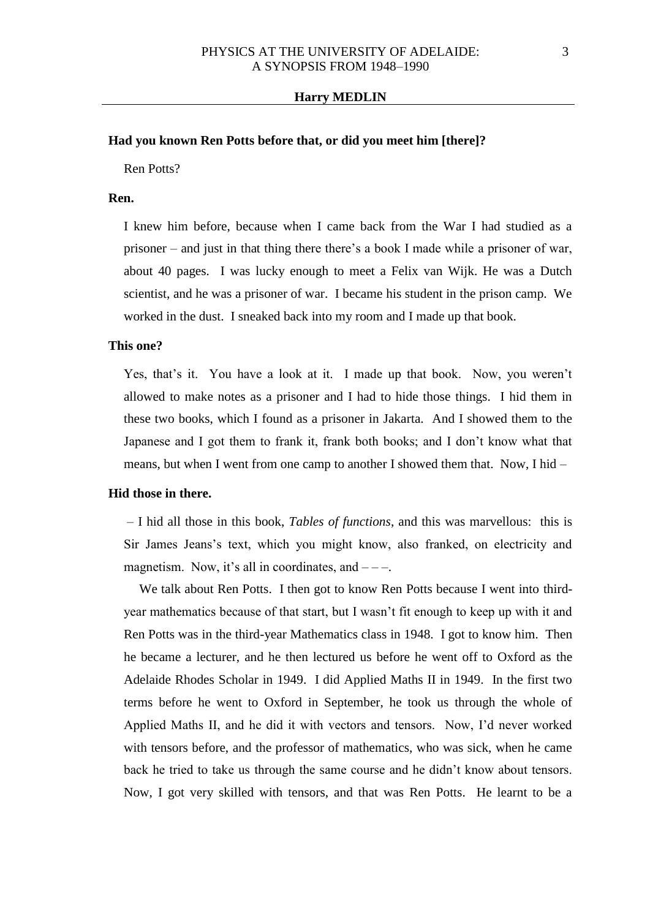**Had you known Ren Potts before that, or did you meet him [there]?**

Ren Potts?

**Ren.**

I knew him before, because when I came back from the War I had studied as a prisoner – and just in that thing there there's a book I made while a prisoner of war, about 40 pages. I was lucky enough to meet a Felix van Wijk. He was a Dutch scientist, and he was a prisoner of war. I became his student in the prison camp. We worked in the dust. I sneaked back into my room and I made up that book.

**This one?**

Yes, that's it. You have a look at it. I made up that book. Now, you weren't allowed to make notes as a prisoner and I had to hide those things. I hid them in these two books, which I found as a prisoner in Jakarta. And I showed them to the Japanese and I got them to frank it, frank both books; and I don't know what that means, but when I went from one camp to another I showed them that. Now, I hid –

**Hid those in there.**

– I hid all those in this book, *Tables of functions*, and this was marvellous: this is Sir James Jeans's text, which you might know, also franked, on electricity and magnetism. Now, it's all in coordinates, and – – –.

We talk about Ren Potts. I then got to know Ren Potts because I went into third-year mathematics because of that start, but I wasn't fit enough to keep up with it and Ren Potts was in the third-year Mathematics class in 1948. I got to know him. Then he became a lecturer, and he then lectured us before he went off to Oxford as the Adelaide Rhodes Scholar in 1949. I did Applied Maths II in 1949. In the first two terms before he went to Oxford in September, he took us through the whole of Applied Maths II, and he did it with vectors and tensors. Now, I'd never worked with tensors before, and the professor of mathematics, who was sick, when he came back he tried to take us through the same course and he didn't know about tensors. Now, I got very skilled with tensors, and that was Ren Potts. He learnt to be a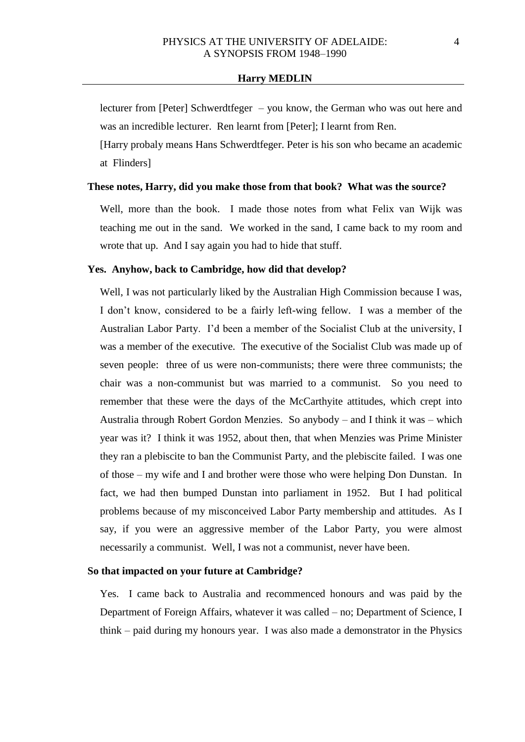lecturer from [Peter] Schwerdtfeger – you know, the German who was out here and was an incredible lecturer. Ren learnt from [Peter]; I learnt from Ren.

[Harry probaly means Hans Schwerdtfeger. Peter is his son who became an academic at Flinders]

**These notes, Harry, did you make those from that book? What was the source?**

Well, more than the book. I made those notes from what Felix van Wijk was teaching me out in the sand. We worked in the sand, I came back to my room and wrote that up. And I say again you had to hide that stuff.

**Yes. Anyhow, back to Cambridge, how did that develop?**

Well, I was not particularly liked by the Australian High Commission because I was, I don't know, considered to be a fairly left-wing fellow. I was a member of the Australian Labor Party. I'd been a member of the Socialist Club at the university, I was a member of the executive. The executive of the Socialist Club was made up of seven people: three of us were non-communists; there were three communists; the chair was a non-communist but was married to a communist. So you need to remember that these were the days of the McCarthyite attitudes, which crept into Australia through Robert Gordon Menzies. So anybody – and I think it was – which year was it? I think it was 1952, about then, that when Menzies was Prime Minister they ran a plebiscite to ban the Communist Party, and the plebiscite failed. I was one of those – my wife and I and brother were those who were helping Don Dunstan. In fact, we had then bumped Dunstan into parliament in 1952. But I had political problems because of my misconceived Labor Party membership and attitudes. As I say, if you were an aggressive member of the Labor Party, you were almost necessarily a communist. Well, I was not a communist, never have been.

**So that impacted on your future at Cambridge?**

Yes. I came back to Australia and recommenced honours and was paid by the Department of Foreign Affairs, whatever it was called – no; Department of Science, I think – paid during my honours year. I was also made a demonstrator in the Physics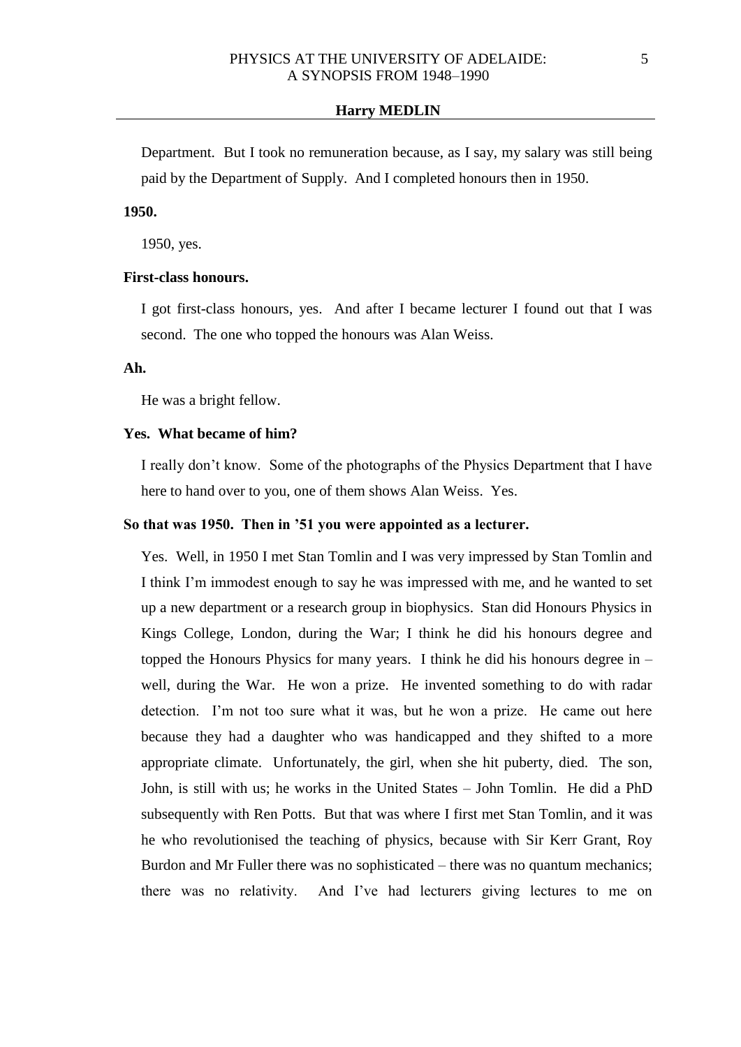Department. But I took no remuneration because, as I say, my salary was still being paid by the Department of Supply. And I completed honours then in 1950.

**1950.**

1950, yes.

**First-class honours.**

I got first-class honours, yes. And after I became lecturer I found out that I was second. The one who topped the honours was Alan Weiss.

**Ah.**

He was a bright fellow.

**Yes. What became of him?**

I really don't know. Some of the photographs of the Physics Department that I have here to hand over to you, one of them shows Alan Weiss. Yes.

**So that was 1950. Then in '51 you were appointed as a lecturer.**

Yes. Well, in 1950 I met Stan Tomlin and I was very impressed by Stan Tomlin and I think I'm immodest enough to say he was impressed with me, and he wanted to set up a new department or a research group in biophysics. Stan did Honours Physics in Kings College, London, during the War; I think he did his honours degree and topped the Honours Physics for many years. I think he did his honours degree in – well, during the War. He won a prize. He invented something to do with radar detection. I'm not too sure what it was, but he won a prize. He came out here because they had a daughter who was handicapped and they shifted to a more appropriate climate. Unfortunately, the girl, when she hit puberty, died. The son, John, is still with us; he works in the United States – John Tomlin. He did a PhD subsequently with Ren Potts. But that was where I first met Stan Tomlin, and it was he who revolutionised the teaching of physics, because with Sir Kerr Grant, Roy Burdon and Mr Fuller there was no sophisticated – there was no quantum mechanics; there was no relativity. And I've had lecturers giving lectures to me on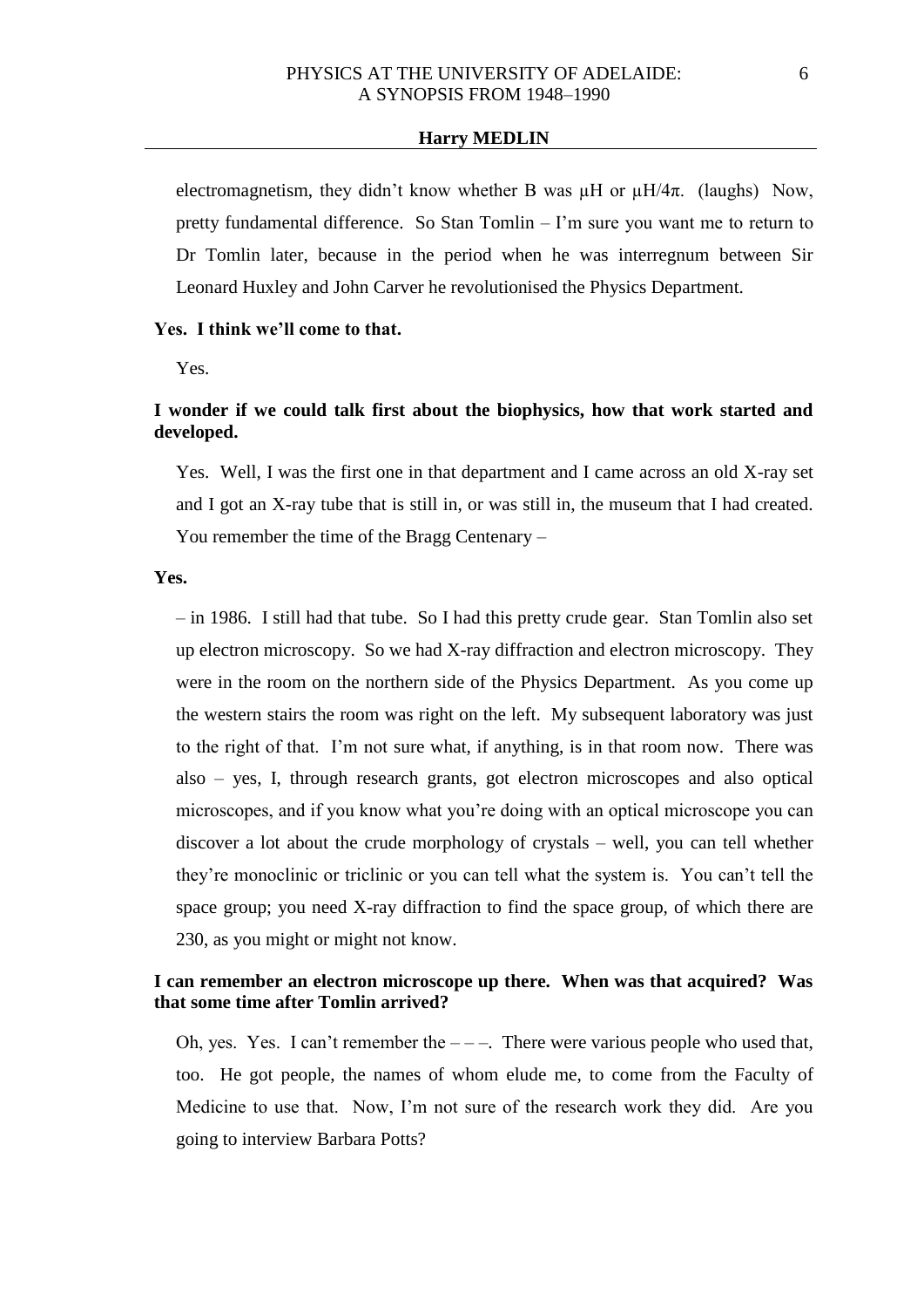electromagnetism, they didn't know whether B was $\mu H$ or $\mu H/4\pi$. (laughs) Now, pretty fundamental difference. So Stan Tomlin – I'm sure you want me to return to Dr Tomlin later, because in the period when he was interregnum between Sir Leonard Huxley and John Carver he revolutionised the Physics Department.

**Yes. I think we'll come to that.**

Yes.

**I wonder if we could talk first about the biophysics, how that work started and developed.**

Yes. Well, I was the first one in that department and I came across an old X-ray set and I got an X-ray tube that is still in, or was still in, the museum that I had created. You remember the time of the Bragg Centenary –

**Yes.**

– in 1986. I still had that tube. So I had this pretty crude gear. Stan Tomlin also set up electron microscopy. So we had X-ray diffraction and electron microscopy. They were in the room on the northern side of the Physics Department. As you come up the western stairs the room was right on the left. My subsequent laboratory was just to the right of that. I'm not sure what, if anything, is in that room now. There was also – yes, I, through research grants, got electron microscopes and also optical microscopes, and if you know what you're doing with an optical microscope you can discover a lot about the crude morphology of crystals – well, you can tell whether they're monoclinic or triclinic or you can tell what the system is. You can't tell the space group; you need X-ray diffraction to find the space group, of which there are 230, as you might or might not know.

**I can remember an electron microscope up there. When was that acquired? Was that some time after Tomlin arrived?**

Oh, yes. Yes. I can't remember the – – –. There were various people who used that, too. He got people, the names of whom elude me, to come from the Faculty of Medicine to use that. Now, I'm not sure of the research work they did. Are you going to interview Barbara Potts?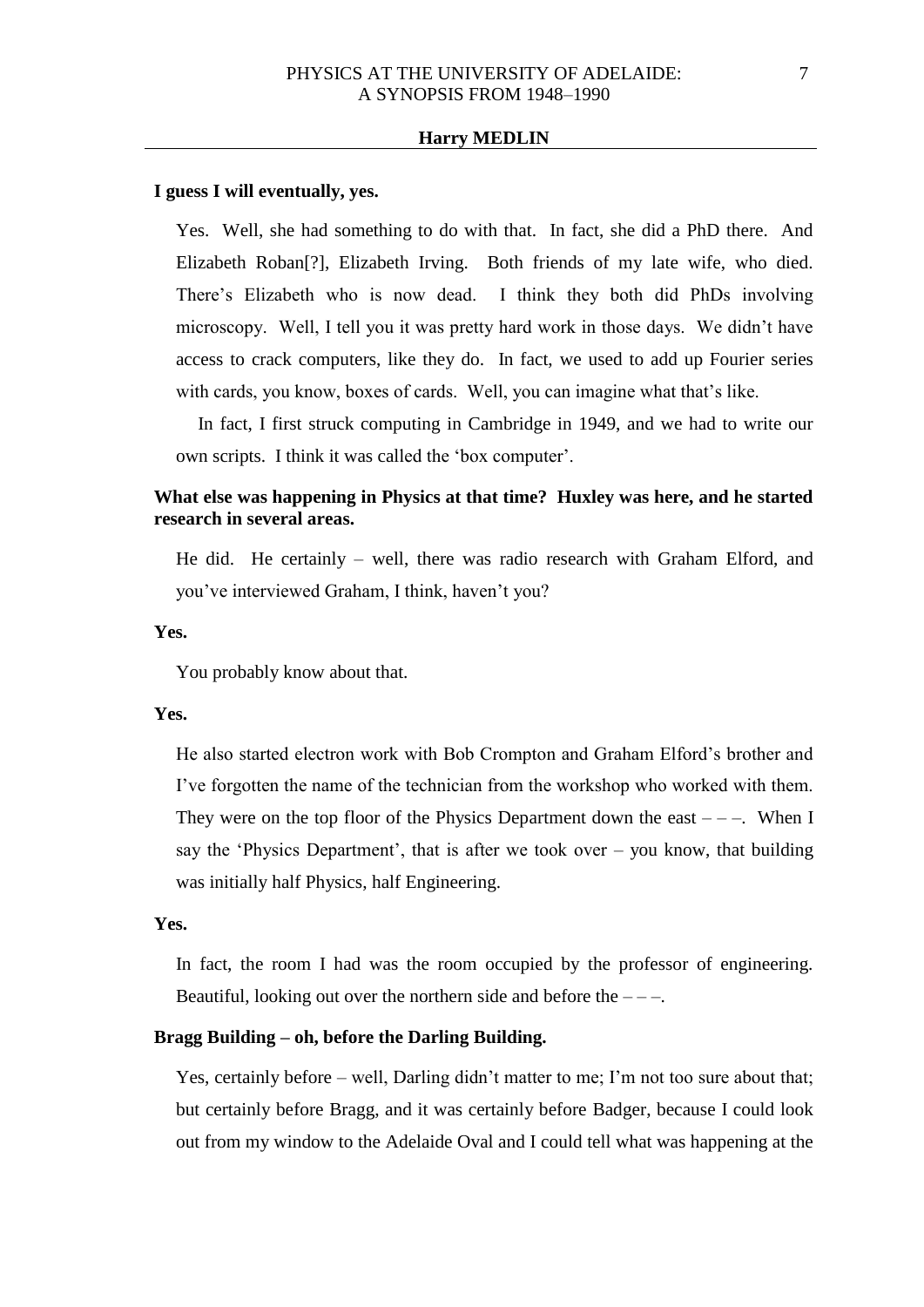**I guess I will eventually, yes.**

Yes. Well, she had something to do with that. In fact, she did a PhD there. And Elizabeth Roban[?], Elizabeth Irving. Both friends of my late wife, who died. There's Elizabeth who is now dead. I think they both did PhDs involving microscopy. Well, I tell you it was pretty hard work in those days. We didn't have access to crack computers, like they do. In fact, we used to add up Fourier series with cards, you know, boxes of cards. Well, you can imagine what that's like.

In fact, I first struck computing in Cambridge in 1949, and we had to write our own scripts. I think it was called the 'box computer'.

**What else was happening in Physics at that time? Huxley was here, and he started research in several areas.**

He did. He certainly – well, there was radio research with Graham Elford, and you've interviewed Graham, I think, haven't you?

**Yes.**

You probably know about that.

**Yes.**

He also started electron work with Bob Crompton and Graham Elford's brother and I've forgotten the name of the technician from the workshop who worked with them. They were on the top floor of the Physics Department down the east – – –. When I say the 'Physics Department', that is after we took over – you know, that building was initially half Physics, half Engineering.

**Yes.**

In fact, the room I had was the room occupied by the professor of engineering. Beautiful, looking out over the northern side and before the – – –.

**Bragg Building – oh, before the Darling Building.**

Yes, certainly before – well, Darling didn't matter to me; I'm not too sure about that; but certainly before Bragg, and it was certainly before Badger, because I could look out from my window to the Adelaide Oval and I could tell what was happening at the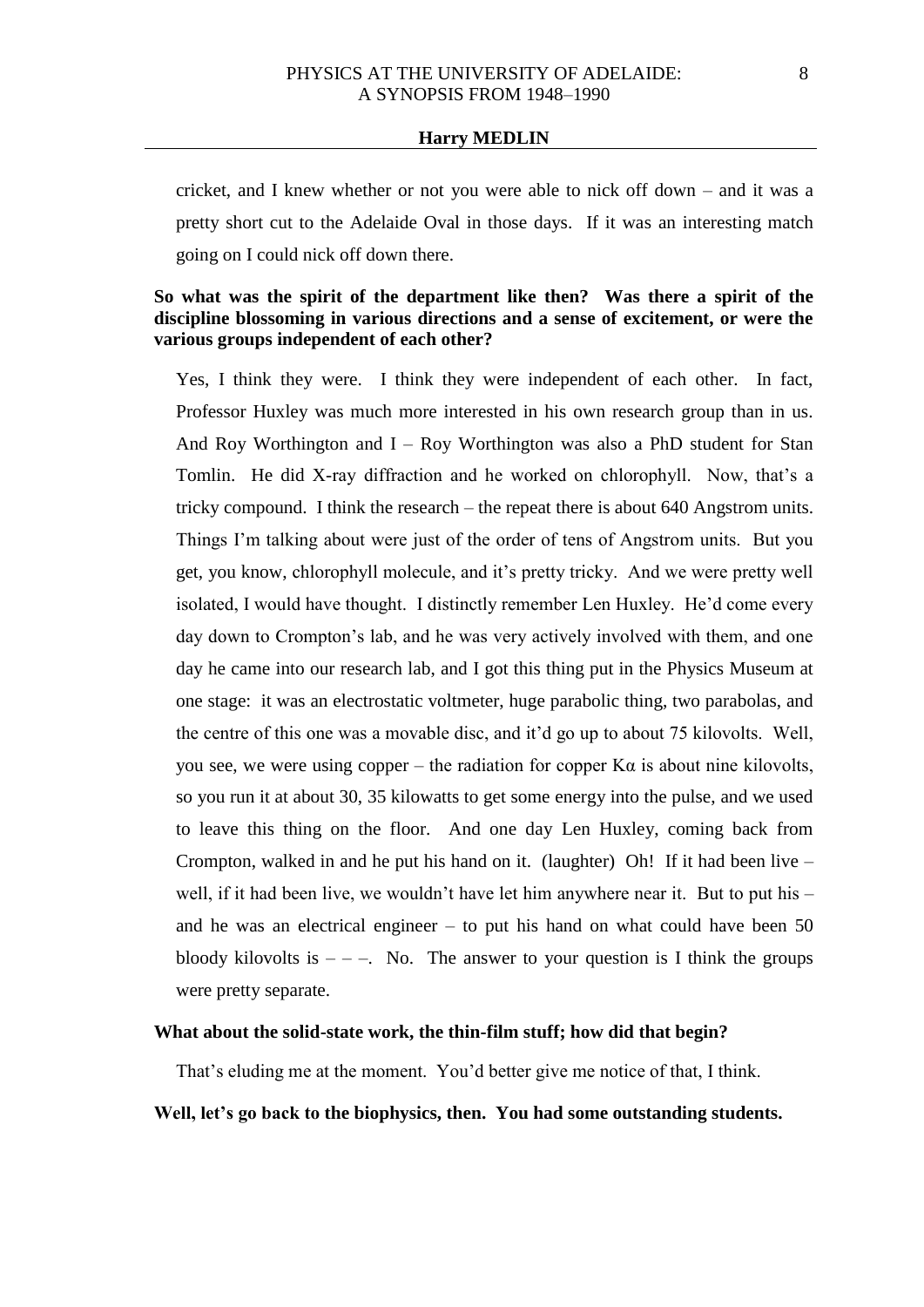cricket, and I knew whether or not you were able to nick off down – and it was a pretty short cut to the Adelaide Oval in those days. If it was an interesting match going on I could nick off down there.

**So what was the spirit of the department like then? Was there a spirit of the discipline blossoming in various directions and a sense of excitement, or were the various groups independent of each other?**

Yes, I think they were. I think they were independent of each other. In fact, Professor Huxley was much more interested in his own research group than in us. And Roy Worthington and I – Roy Worthington was also a PhD student for Stan Tomlin. He did X-ray diffraction and he worked on chlorophyll. Now, that's a tricky compound. I think the research – the repeat there is about 640 Angstrom units. Things I'm talking about were just of the order of tens of Angstrom units. But you get, you know, chlorophyll molecule, and it's pretty tricky. And we were pretty well isolated, I would have thought. I distinctly remember Len Huxley. He'd come every day down to Crompton's lab, and he was very actively involved with them, and one day he came into our research lab, and I got this thing put in the Physics Museum at one stage: it was an electrostatic voltmeter, huge parabolic thing, two parabolas, and the centre of this one was a movable disc, and it'd go up to about 75 kilovolts. Well, you see, we were using copper – the radiation for copper Kα is about nine kilovolts, so you run it at about 30, 35 kilowatts to get some energy into the pulse, and we used to leave this thing on the floor. And one day Len Huxley, coming back from Crompton, walked in and he put his hand on it. (laughter) Oh! If it had been live – well, if it had been live, we wouldn't have let him anywhere near it. But to put his – and he was an electrical engineer – to put his hand on what could have been 50 bloody kilovolts is – – –. No. The answer to your question is I think the groups were pretty separate.

**What about the solid-state work, the thin-film stuff; how did that begin?**

That's eluding me at the moment. You'd better give me notice of that, I think.

**Well, let's go back to the biophysics, then. You had some outstanding students.**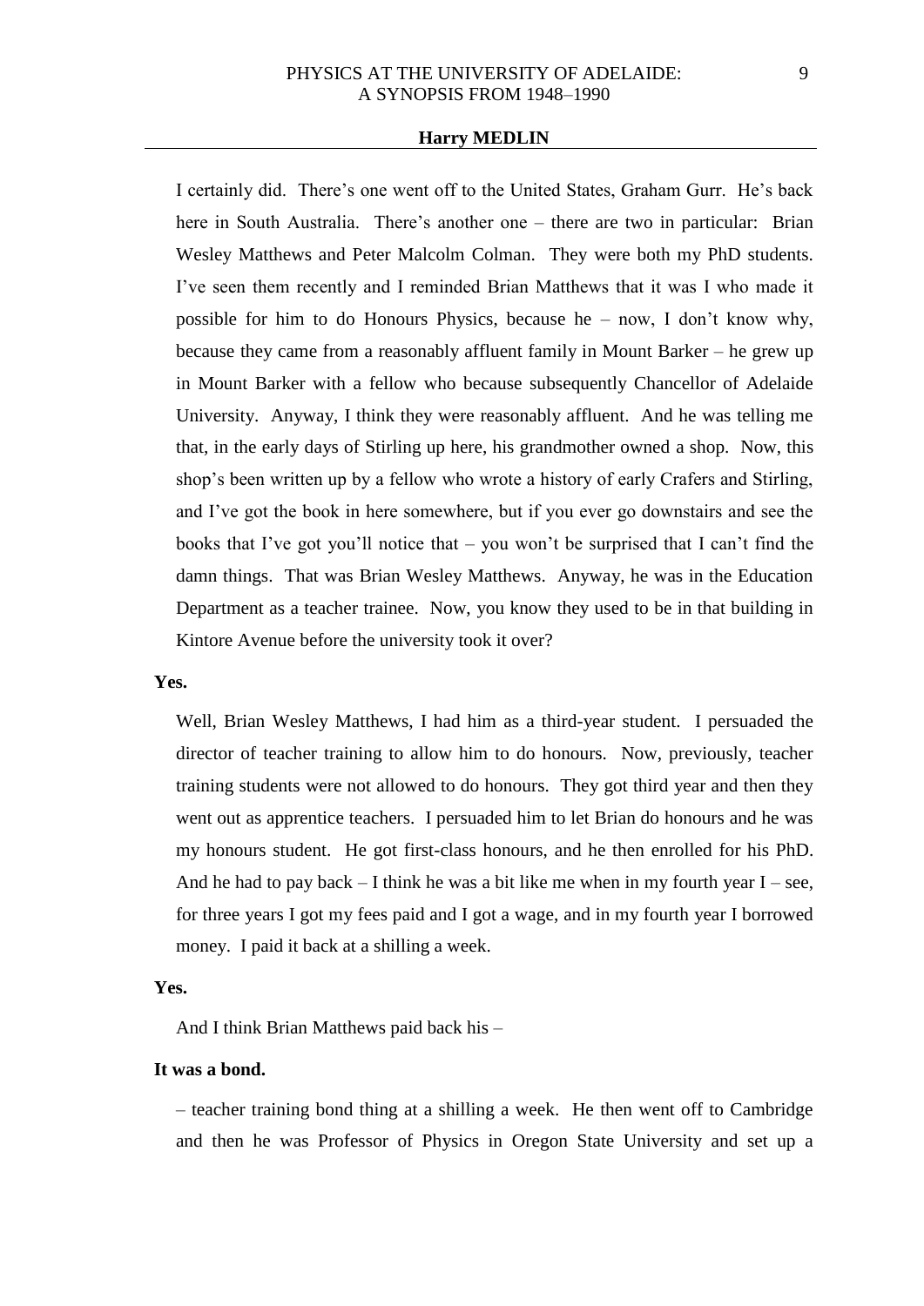I certainly did. There's one went off to the United States, Graham Gurr. He's back here in South Australia. There's another one – there are two in particular: Brian Wesley Matthews and Peter Malcolm Colman. They were both my PhD students. I've seen them recently and I reminded Brian Matthews that it was I who made it possible for him to do Honours Physics, because he – now, I don't know why, because they came from a reasonably affluent family in Mount Barker – he grew up in Mount Barker with a fellow who because subsequently Chancellor of Adelaide University. Anyway, I think they were reasonably affluent. And he was telling me that, in the early days of Stirling up here, his grandmother owned a shop. Now, this shop's been written up by a fellow who wrote a history of early Crafers and Stirling, and I've got the book in here somewhere, but if you ever go downstairs and see the books that I've got you'll notice that – you won't be surprised that I can't find the damn things. That was Brian Wesley Matthews. Anyway, he was in the Education Department as a teacher trainee. Now, you know they used to be in that building in Kintore Avenue before the university took it over?

**Yes.**

Well, Brian Wesley Matthews, I had him as a third-year student. I persuaded the director of teacher training to allow him to do honours. Now, previously, teacher training students were not allowed to do honours. They got third year and then they went out as apprentice teachers. I persuaded him to let Brian do honours and he was my honours student. He got first-class honours, and he then enrolled for his PhD. And he had to pay back – I think he was a bit like me when in my fourth year I – see, for three years I got my fees paid and I got a wage, and in my fourth year I borrowed money. I paid it back at a shilling a week.

**Yes.**

And I think Brian Matthews paid back his –

**It was a bond.**

– teacher training bond thing at a shilling a week. He then went off to Cambridge and then he was Professor of Physics in Oregon State University and set up a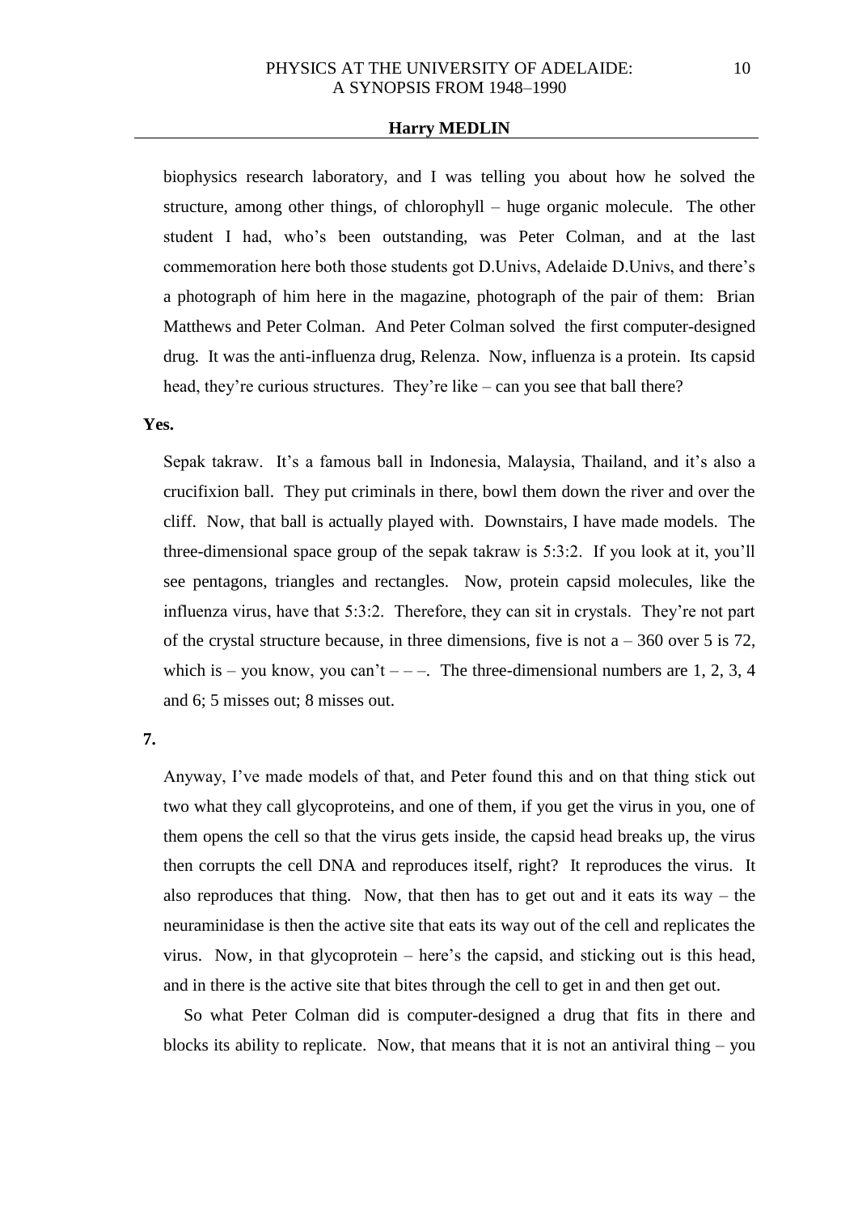biophysics research laboratory, and I was telling you about how he solved the structure, among other things, of chlorophyll – huge organic molecule. The other student I had, who's been outstanding, was Peter Colman, and at the last commemoration here both those students got D.Univs, Adelaide D.Univs, and there's a photograph of him here in the magazine, photograph of the pair of them: Brian Matthews and Peter Colman. And Peter Colman solved the first computer-designed drug. It was the anti-influenza drug, Relenza. Now, influenza is a protein. Its capsid head, they're curious structures. They're like – can you see that ball there?

**Yes.**

Sepak takraw. It's a famous ball in Indonesia, Malaysia, Thailand, and it's also a crucifixion ball. They put criminals in there, bowl them down the river and over the cliff. Now, that ball is actually played with. Downstairs, I have made models. The three-dimensional space group of the sepak takraw is 5:3:2. If you look at it, you'll see pentagons, triangles and rectangles. Now, protein capsid molecules, like the influenza virus, have that 5:3:2. Therefore, they can sit in crystals. They're not part of the crystal structure because, in three dimensions, five is not a – 360 over 5 is 72, which is – you know, you can't – – –. The three-dimensional numbers are 1, 2, 3, 4 and 6; 5 misses out; 8 misses out.

**7.**

Anyway, I've made models of that, and Peter found this and on that thing stick out two what they call glycoproteins, and one of them, if you get the virus in you, one of them opens the cell so that the virus gets inside, the capsid head breaks up, the virus then corrupts the cell DNA and reproduces itself, right? It reproduces the virus. It also reproduces that thing. Now, that then has to get out and it eats its way – the neuraminidase is then the active site that eats its way out of the cell and replicates the virus. Now, in that glycoprotein – here's the capsid, and sticking out is this head, and in there is the active site that bites through the cell to get in and then get out.

So what Peter Colman did is computer-designed a drug that fits in there and blocks its ability to replicate. Now, that means that it is not an antiviral thing – you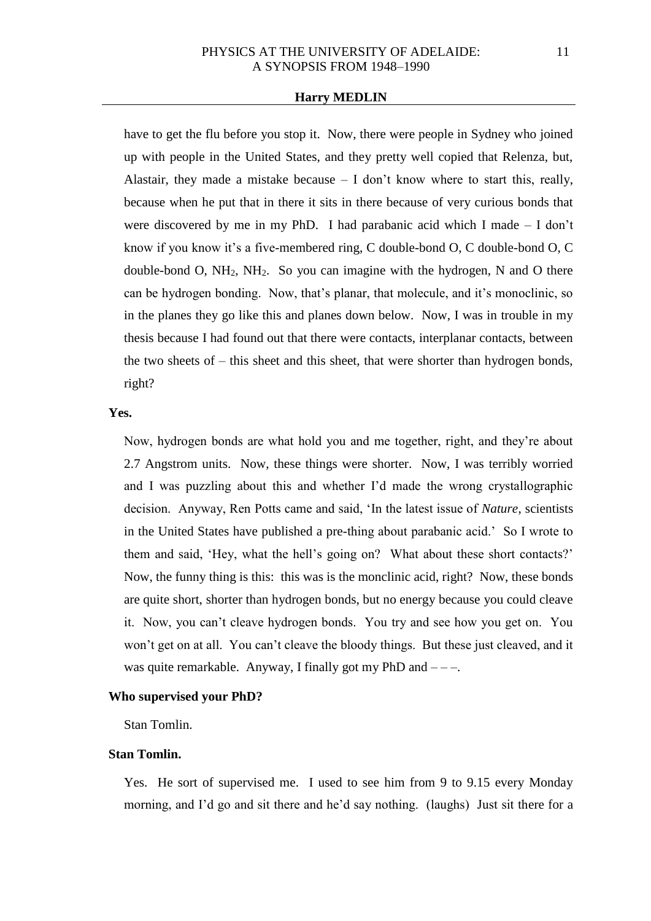have to get the flu before you stop it. Now, there were people in Sydney who joined up with people in the United States, and they pretty well copied that Relenza, but, Alastair, they made a mistake because – I don't know where to start this, really, because when he put that in there it sits in there because of very curious bonds that were discovered by me in my PhD. I had parabanic acid which I made – I don't know if you know it's a five-membered ring, C double-bond O, C double-bond O, C double-bond O, $NH_2$, $NH_2$. So you can imagine with the hydrogen, N and O there can be hydrogen bonding. Now, that's planar, that molecule, and it's monoclinic, so in the planes they go like this and planes down below. Now, I was in trouble in my thesis because I had found out that there were contacts, interplanar contacts, between the two sheets of – this sheet and this sheet, that were shorter than hydrogen bonds, right?

**Yes.**

Now, hydrogen bonds are what hold you and me together, right, and they're about 2.7 Angstrom units. Now, these things were shorter. Now, I was terribly worried and I was puzzling about this and whether I'd made the wrong crystallographic decision. Anyway, Ren Potts came and said, 'In the latest issue of *Nature*, scientists in the United States have published a pre-thing about parabanic acid.' So I wrote to them and said, 'Hey, what the hell's going on? What about these short contacts?' Now, the funny thing is this: this was is the monclinic acid, right? Now, these bonds are quite short, shorter than hydrogen bonds, but no energy because you could cleave it. Now, you can't cleave hydrogen bonds. You try and see how you get on. You won't get on at all. You can't cleave the bloody things. But these just cleaved, and it was quite remarkable. Anyway, I finally got my PhD and – – –.

**Who supervised your PhD?**

Stan Tomlin.

**Stan Tomlin.**

Yes. He sort of supervised me. I used to see him from 9 to 9.15 every Monday morning, and I'd go and sit there and he'd say nothing. (laughs) Just sit there for a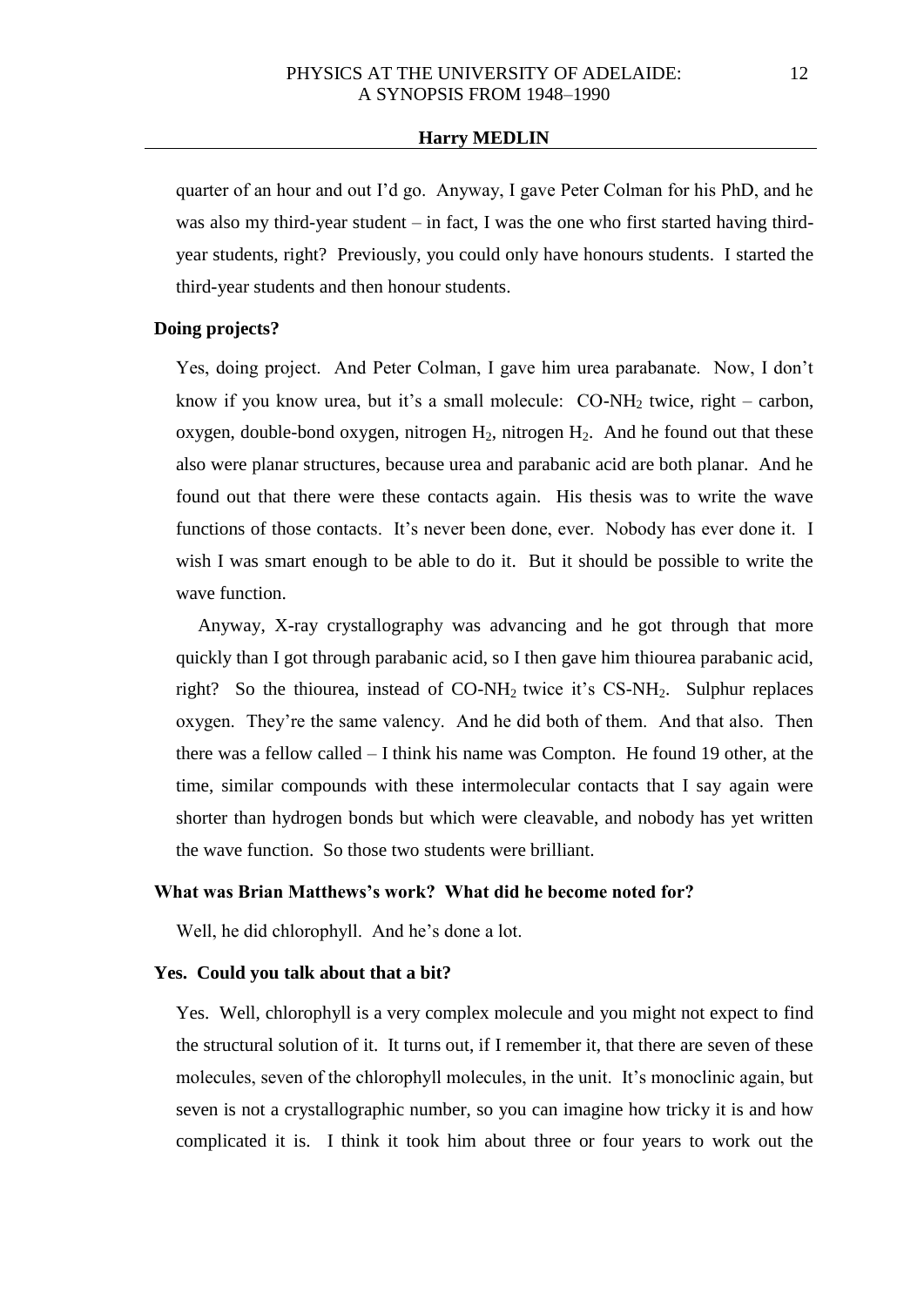quarter of an hour and out I'd go. Anyway, I gave Peter Colman for his PhD, and he was also my third-year student – in fact, I was the one who first started having third-year students, right? Previously, you could only have honours students. I started the third-year students and then honour students.

**Doing projects?**

Yes, doing project. And Peter Colman, I gave him urea parabanate. Now, I don't know if you know urea, but it's a small molecule: CO-$NH_2$ twice, right – carbon, oxygen, double-bond oxygen, nitrogen $H_2$, nitrogen $H_2$. And he found out that these also were planar structures, because urea and parabanic acid are both planar. And he found out that there were these contacts again. His thesis was to write the wave functions of those contacts. It's never been done, ever. Nobody has ever done it. I wish I was smart enough to be able to do it. But it should be possible to write the wave function.

Anyway, X-ray crystallography was advancing and he got through that more quickly than I got through parabanic acid, so I then gave him thiourea parabanic acid, right? So the thiourea, instead of CO-$NH_2$ twice it's CS-$NH_2$. Sulphur replaces oxygen. They're the same valency. And he did both of them. And that also. Then there was a fellow called – I think his name was Compton. He found 19 other, at the time, similar compounds with these intermolecular contacts that I say again were shorter than hydrogen bonds but which were cleavable, and nobody has yet written the wave function. So those two students were brilliant.

**What was Brian Matthews's work? What did he become noted for?**

Well, he did chlorophyll. And he's done a lot.

**Yes. Could you talk about that a bit?**

Yes. Well, chlorophyll is a very complex molecule and you might not expect to find the structural solution of it. It turns out, if I remember it, that there are seven of these molecules, seven of the chlorophyll molecules, in the unit. It's monoclinic again, but seven is not a crystallographic number, so you can imagine how tricky it is and how complicated it is. I think it took him about three or four years to work out the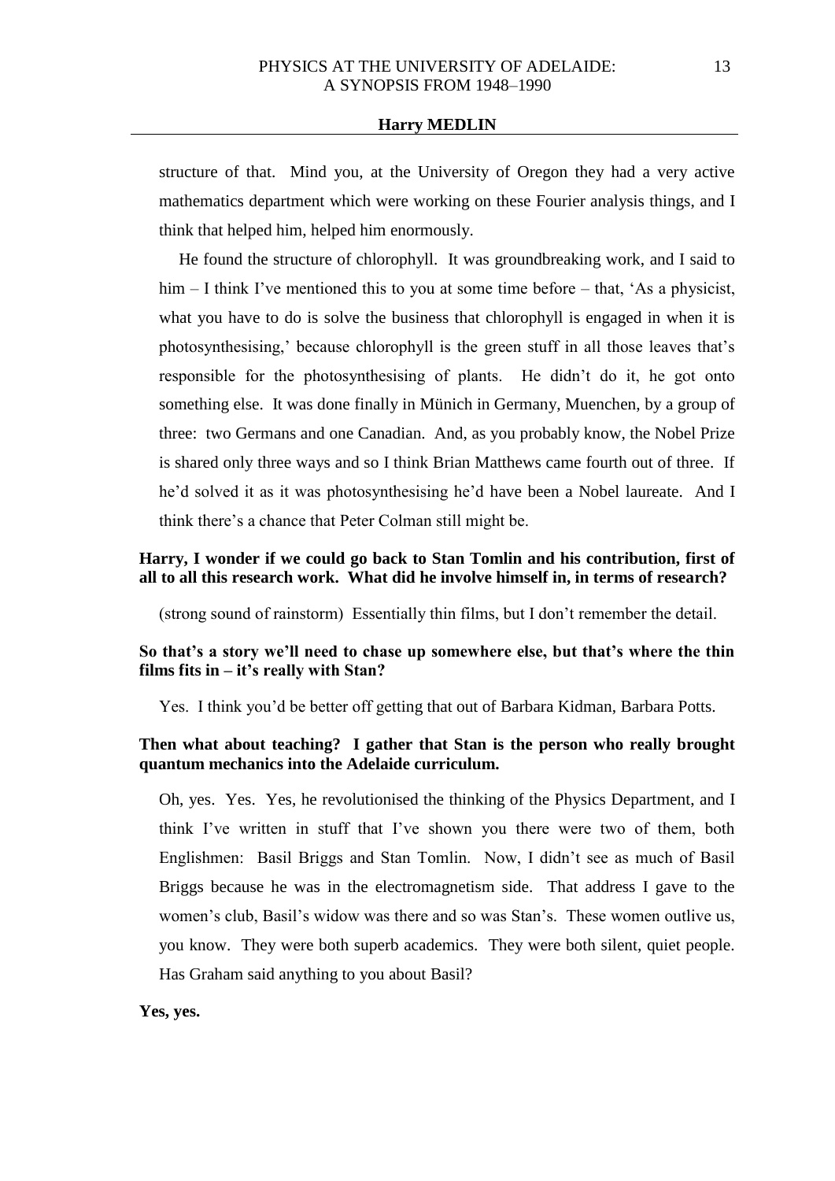structure of that. Mind you, at the University of Oregon they had a very active mathematics department which were working on these Fourier analysis things, and I think that helped him, helped him enormously.

He found the structure of chlorophyll. It was groundbreaking work, and I said to him – I think I've mentioned this to you at some time before – that, 'As a physicist, what you have to do is solve the business that chlorophyll is engaged in when it is photosynthesising,' because chlorophyll is the green stuff in all those leaves that's responsible for the photosynthesising of plants. He didn't do it, he got onto something else. It was done finally in Münich in Germany, Muenchen, by a group of three: two Germans and one Canadian. And, as you probably know, the Nobel Prize is shared only three ways and so I think Brian Matthews came fourth out of three. If he'd solved it as it was photosynthesising he'd have been a Nobel laureate. And I think there's a chance that Peter Colman still might be.

**Harry, I wonder if we could go back to Stan Tomlin and his contribution, first of all to all this research work. What did he involve himself in, in terms of research?**

(strong sound of rainstorm) Essentially thin films, but I don't remember the detail.

**So that's a story we'll need to chase up somewhere else, but that's where the thin films fits in – it's really with Stan?**

Yes. I think you'd be better off getting that out of Barbara Kidman, Barbara Potts.

**Then what about teaching? I gather that Stan is the person who really brought quantum mechanics into the Adelaide curriculum.**

Oh, yes. Yes. Yes, he revolutionised the thinking of the Physics Department, and I think I've written in stuff that I've shown you there were two of them, both Englishmen: Basil Briggs and Stan Tomlin. Now, I didn't see as much of Basil Briggs because he was in the electromagnetism side. That address I gave to the women's club, Basil's widow was there and so was Stan's. These women outlive us, you know. They were both superb academics. They were both silent, quiet people. Has Graham said anything to you about Basil?

**Yes, yes.**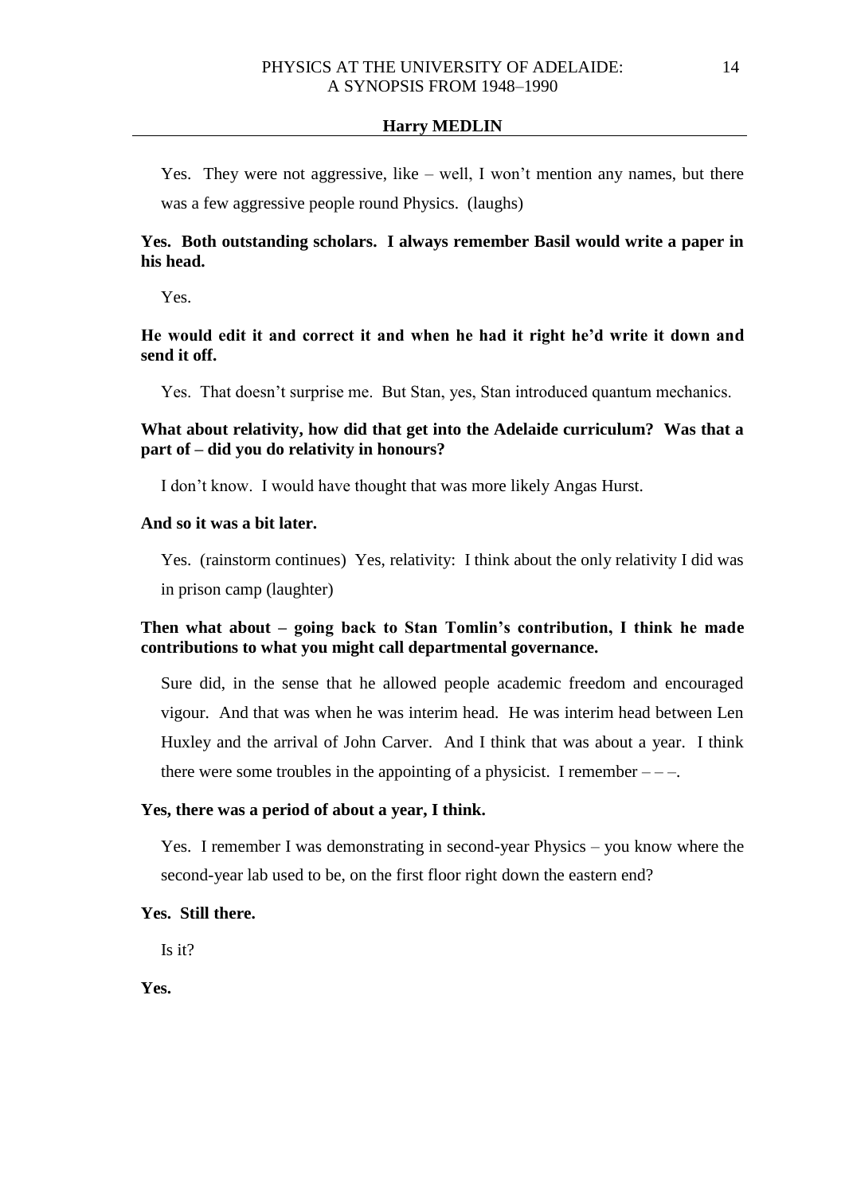Yes. They were not aggressive, like – well, I won't mention any names, but there was a few aggressive people round Physics. (laughs)

**Yes. Both outstanding scholars. I always remember Basil would write a paper in his head.**

Yes.

**He would edit it and correct it and when he had it right he'd write it down and send it off.**

Yes. That doesn't surprise me. But Stan, yes, Stan introduced quantum mechanics.

**What about relativity, how did that get into the Adelaide curriculum? Was that a part of – did you do relativity in honours?**

I don't know. I would have thought that was more likely Angas Hurst.

**And so it was a bit later.**

Yes. (rainstorm continues) Yes, relativity: I think about the only relativity I did was in prison camp (laughter)

**Then what about – going back to Stan Tomlin's contribution, I think he made contributions to what you might call departmental governance.**

Sure did, in the sense that he allowed people academic freedom and encouraged vigour. And that was when he was interim head. He was interim head between Len Huxley and the arrival of John Carver. And I think that was about a year. I think there were some troubles in the appointing of a physicist. I remember – – –.

**Yes, there was a period of about a year, I think.**

Yes. I remember I was demonstrating in second-year Physics – you know where the second-year lab used to be, on the first floor right down the eastern end?

**Yes. Still there.**

Is it?

**Yes.**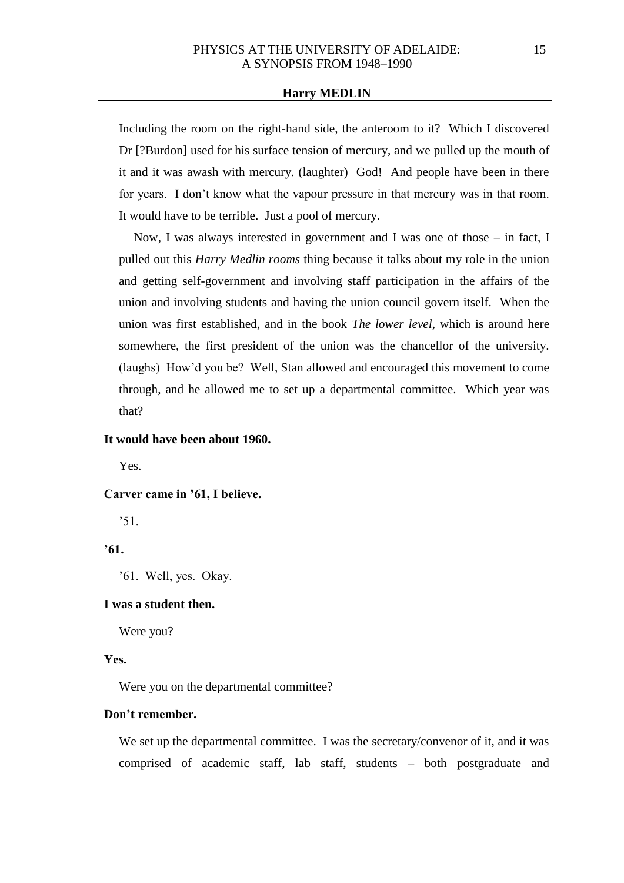Including the room on the right-hand side, the anteroom to it? Which I discovered Dr [?Burdon] used for his surface tension of mercury, and we pulled up the mouth of it and it was awash with mercury. (laughter) God! And people have been in there for years. I don't know what the vapour pressure in that mercury was in that room. It would have to be terrible. Just a pool of mercury.

Now, I was always interested in government and I was one of those – in fact, I pulled out this *Harry Medlin rooms* thing because it talks about my role in the union and getting self-government and involving staff participation in the affairs of the union and involving students and having the union council govern itself. When the union was first established, and in the book *The lower level*, which is around here somewhere, the first president of the union was the chancellor of the university. (laughs) How'd you be? Well, Stan allowed and encouraged this movement to come through, and he allowed me to set up a departmental committee. Which year was that?

**It would have been about 1960.**

Yes.

**Carver came in '61, I believe.**

'51.

**'61.**

'61. Well, yes. Okay.

**I was a student then.**

Were you?

**Yes.**

Were you on the departmental committee?

**Don't remember.**

We set up the departmental committee. I was the secretary/convenor of it, and it was comprised of academic staff, lab staff, students – both postgraduate and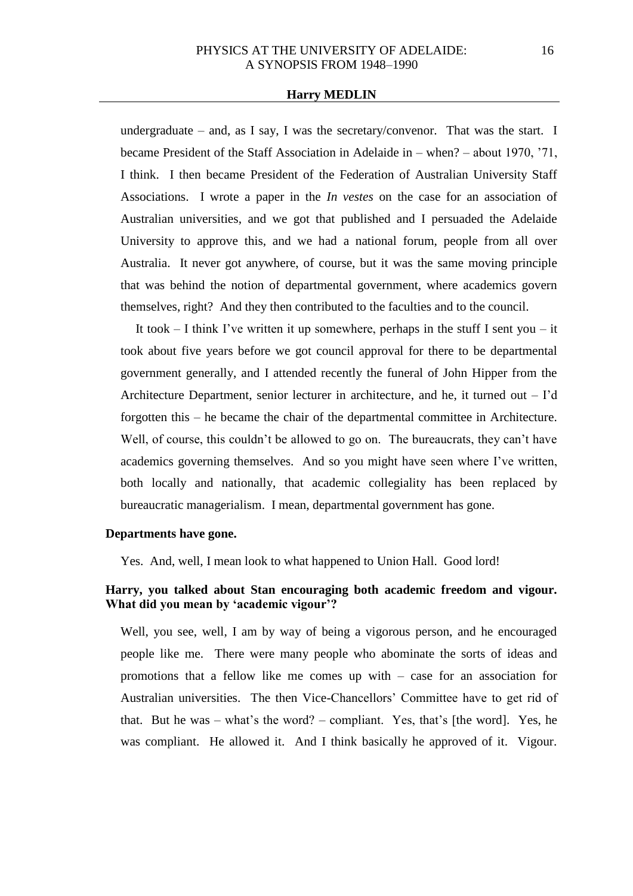undergraduate – and, as I say, I was the secretary/convenor. That was the start. I became President of the Staff Association in Adelaide in – when? – about 1970, '71, I think. I then became President of the Federation of Australian University Staff Associations. I wrote a paper in the *In vestes* on the case for an association of Australian universities, and we got that published and I persuaded the Adelaide University to approve this, and we had a national forum, people from all over Australia. It never got anywhere, of course, but it was the same moving principle that was behind the notion of departmental government, where academics govern themselves, right? And they then contributed to the faculties and to the council.

It took – I think I've written it up somewhere, perhaps in the stuff I sent you – it took about five years before we got council approval for there to be departmental government generally, and I attended recently the funeral of John Hipper from the Architecture Department, senior lecturer in architecture, and he, it turned out – I'd forgotten this – he became the chair of the departmental committee in Architecture. Well, of course, this couldn't be allowed to go on. The bureaucrats, they can't have academics governing themselves. And so you might have seen where I've written, both locally and nationally, that academic collegiality has been replaced by bureaucratic managerialism. I mean, departmental government has gone.

**Departments have gone.**

Yes. And, well, I mean look to what happened to Union Hall. Good lord!

**Harry, you talked about Stan encouraging both academic freedom and vigour. What did you mean by 'academic vigour'?**

Well, you see, well, I am by way of being a vigorous person, and he encouraged people like me. There were many people who abominate the sorts of ideas and promotions that a fellow like me comes up with – case for an association for Australian universities. The then Vice-Chancellors' Committee have to get rid of that. But he was – what's the word? – compliant. Yes, that's [the word]. Yes, he was compliant. He allowed it. And I think basically he approved of it. Vigour.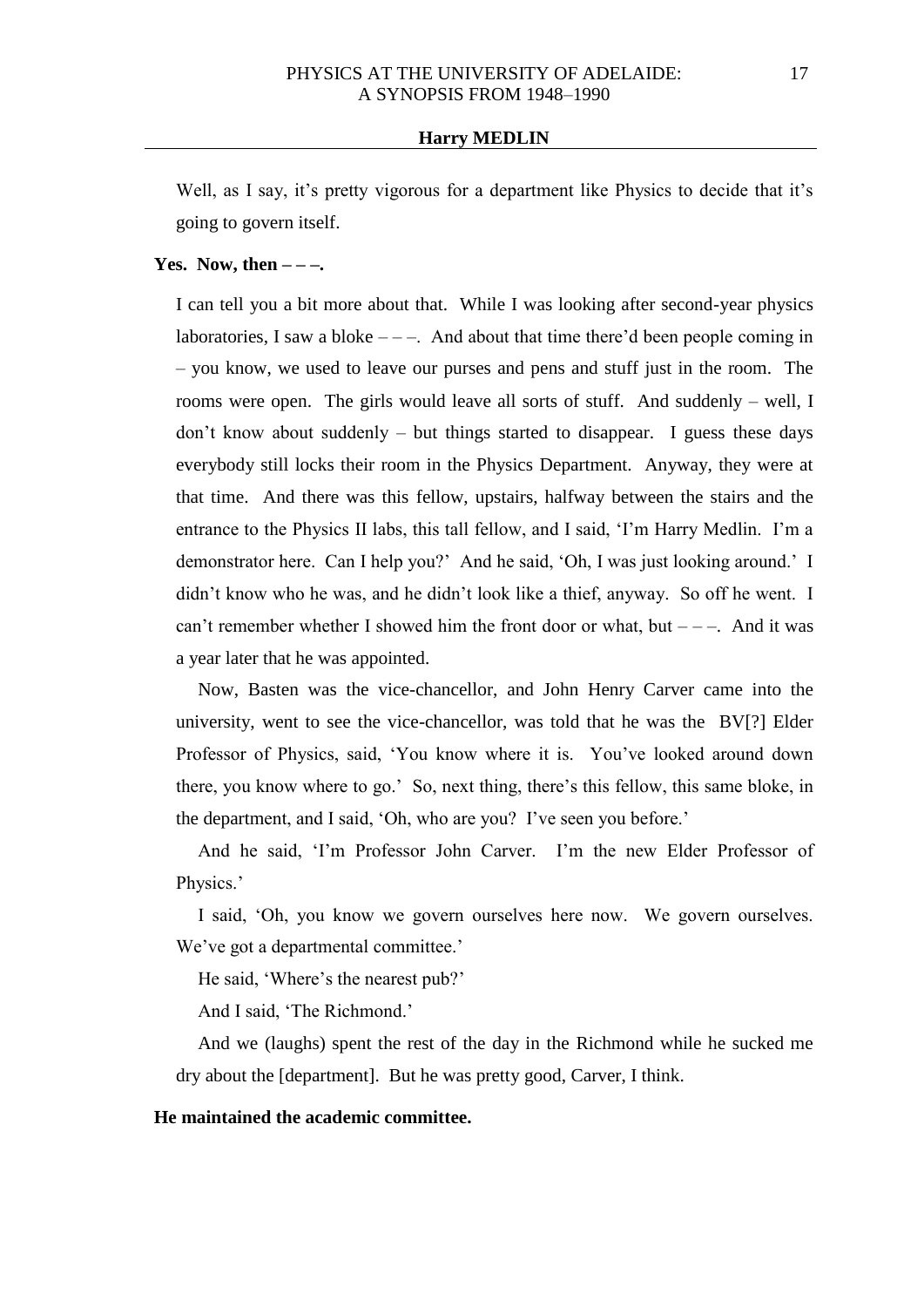Well, as I say, it's pretty vigorous for a department like Physics to decide that it's going to govern itself.

**Yes. Now, then – – –.**

I can tell you a bit more about that. While I was looking after second-year physics laboratories, I saw a bloke – – –. And about that time there'd been people coming in – you know, we used to leave our purses and pens and stuff just in the room. The rooms were open. The girls would leave all sorts of stuff. And suddenly – well, I don't know about suddenly – but things started to disappear. I guess these days everybody still locks their room in the Physics Department. Anyway, they were at that time. And there was this fellow, upstairs, halfway between the stairs and the entrance to the Physics II labs, this tall fellow, and I said, 'I'm Harry Medlin. I'm a demonstrator here. Can I help you?' And he said, 'Oh, I was just looking around.' I didn't know who he was, and he didn't look like a thief, anyway. So off he went. I can't remember whether I showed him the front door or what, but – – –. And it was a year later that he was appointed.

Now, Basten was the vice-chancellor, and John Henry Carver came into the university, went to see the vice-chancellor, was told that he was the BV[?] Elder Professor of Physics, said, 'You know where it is. You've looked around down there, you know where to go.' So, next thing, there's this fellow, this same bloke, in the department, and I said, 'Oh, who are you? I've seen you before.'

And he said, 'I'm Professor John Carver. I'm the new Elder Professor of Physics.'

I said, 'Oh, you know we govern ourselves here now. We govern ourselves. We've got a departmental committee.'

He said, 'Where's the nearest pub?'

And I said, 'The Richmond.'

And we (laughs) spent the rest of the day in the Richmond while he sucked me dry about the [department]. But he was pretty good, Carver, I think.

**He maintained the academic committee.**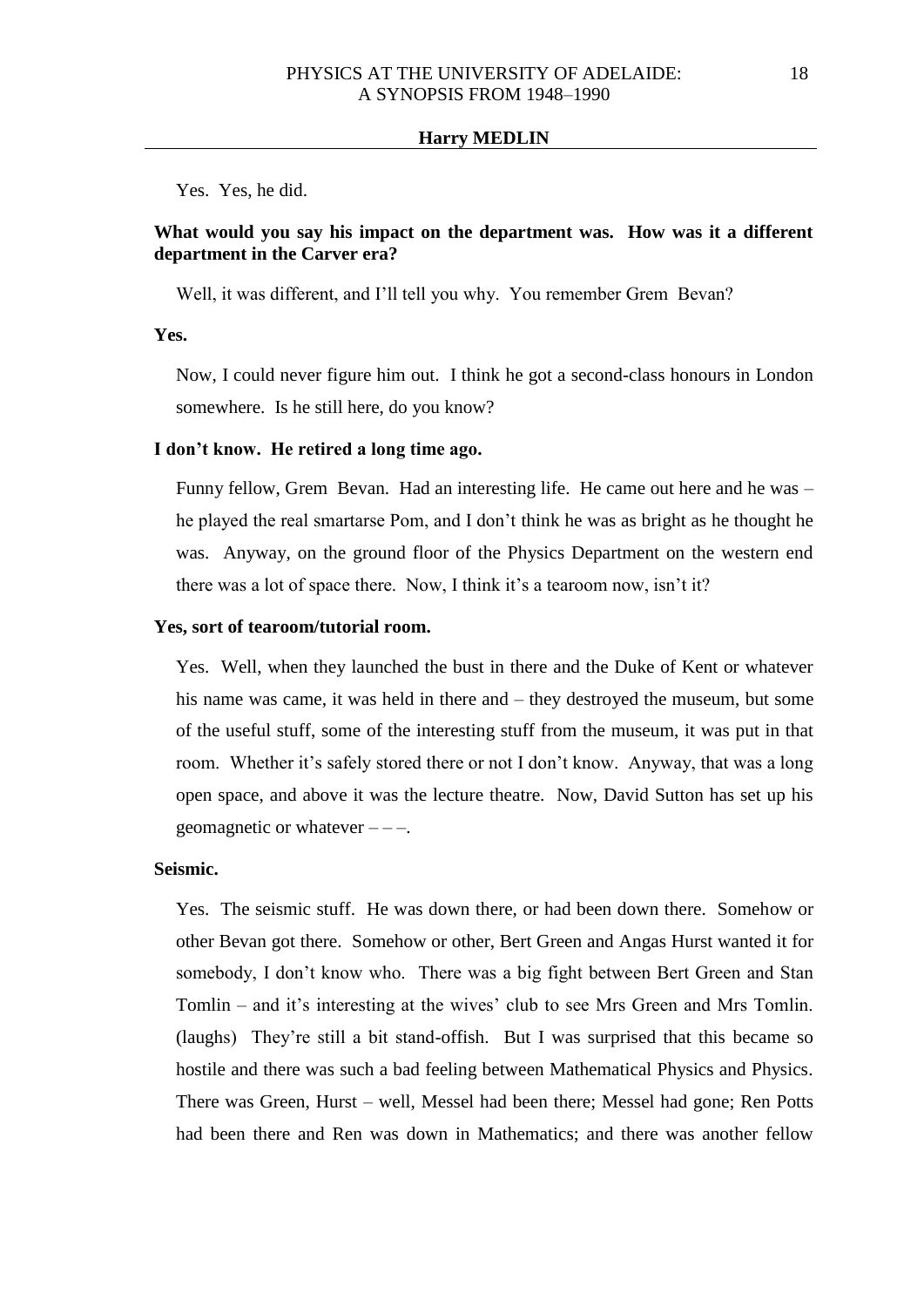Yes. Yes, he did.

**What would you say his impact on the department was. How was it a different department in the Carver era?**

Well, it was different, and I'll tell you why. You remember Grem Bevan?

**Yes.**

Now, I could never figure him out. I think he got a second-class honours in London somewhere. Is he still here, do you know?

**I don't know. He retired a long time ago.**

Funny fellow, Grem Bevan. Had an interesting life. He came out here and he was – he played the real smartarse Pom, and I don't think he was as bright as he thought he was. Anyway, on the ground floor of the Physics Department on the western end there was a lot of space there. Now, I think it's a tearoom now, isn't it?

**Yes, sort of tearoom/tutorial room.**

Yes. Well, when they launched the bust in there and the Duke of Kent or whatever his name was came, it was held in there and – they destroyed the museum, but some of the useful stuff, some of the interesting stuff from the museum, it was put in that room. Whether it's safely stored there or not I don't know. Anyway, that was a long open space, and above it was the lecture theatre. Now, David Sutton has set up his geomagnetic or whatever – – –.

**Seismic.**

Yes. The seismic stuff. He was down there, or had been down there. Somehow or other Bevan got there. Somehow or other, Bert Green and Angas Hurst wanted it for somebody, I don't know who. There was a big fight between Bert Green and Stan Tomlin – and it's interesting at the wives' club to see Mrs Green and Mrs Tomlin. (laughs) They're still a bit stand-offish. But I was surprised that this became so hostile and there was such a bad feeling between Mathematical Physics and Physics. There was Green, Hurst – well, Messel had been there; Messel had gone; Ren Potts had been there and Ren was down in Mathematics; and there was another fellow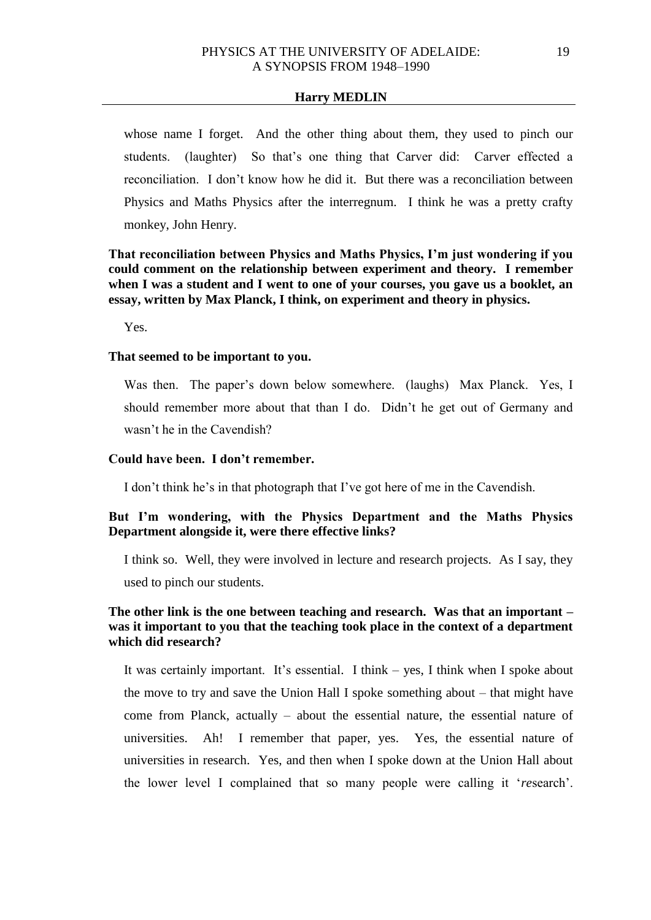whose name I forget. And the other thing about them, they used to pinch our students. (laughter) So that's one thing that Carver did: Carver effected a reconciliation. I don't know how he did it. But there was a reconciliation between Physics and Maths Physics after the interregnum. I think he was a pretty crafty monkey, John Henry.

**That reconciliation between Physics and Maths Physics, I'm just wondering if you could comment on the relationship between experiment and theory. I remember when I was a student and I went to one of your courses, you gave us a booklet, an essay, written by Max Planck, I think, on experiment and theory in physics.**

Yes.

**That seemed to be important to you.**

Was then. The paper's down below somewhere. (laughs) Max Planck. Yes, I should remember more about that than I do. Didn't he get out of Germany and wasn't he in the Cavendish?

**Could have been. I don't remember.**

I don't think he's in that photograph that I've got here of me in the Cavendish.

**But I'm wondering, with the Physics Department and the Maths Physics Department alongside it, were there effective links?**

I think so. Well, they were involved in lecture and research projects. As I say, they used to pinch our students.

**The other link is the one between teaching and research. Was that an important – was it important to you that the teaching took place in the context of a department which did research?**

It was certainly important. It's essential. I think – yes, I think when I spoke about the move to try and save the Union Hall I spoke something about – that might have come from Planck, actually – about the essential nature, the essential nature of universities. Ah! I remember that paper, yes. Yes, the essential nature of universities in research. Yes, and then when I spoke down at the Union Hall about the lower level I complained that so many people were calling it '*re*search'.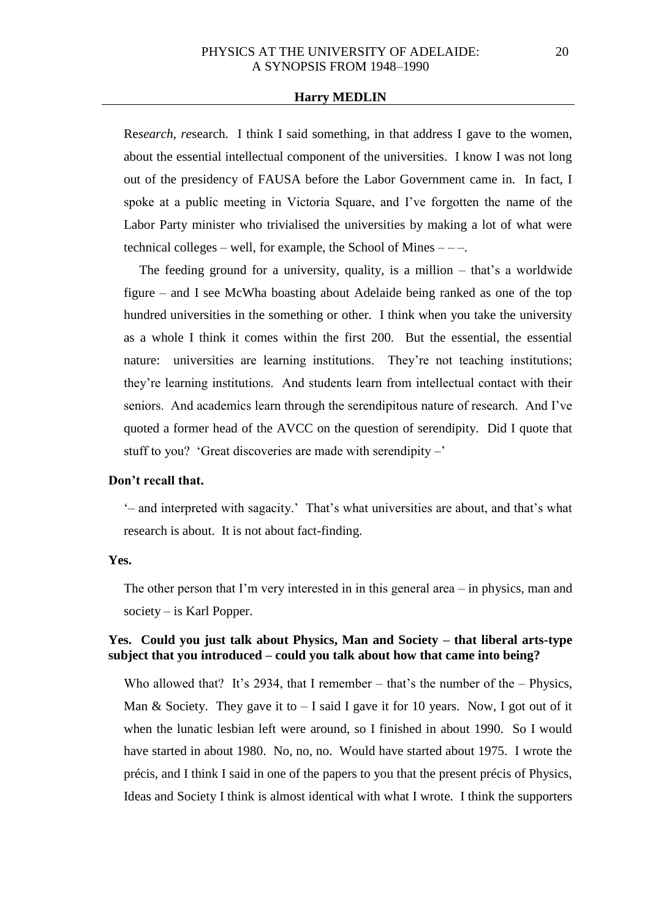Re*search*, *re*search. I think I said something, in that address I gave to the women, about the essential intellectual component of the universities. I know I was not long out of the presidency of FAUSA before the Labor Government came in. In fact, I spoke at a public meeting in Victoria Square, and I've forgotten the name of the Labor Party minister who trivialised the universities by making a lot of what were technical colleges – well, for example, the School of Mines – – –.

The feeding ground for a university, quality, is a million – that's a worldwide figure – and I see McWha boasting about Adelaide being ranked as one of the top hundred universities in the something or other. I think when you take the university as a whole I think it comes within the first 200. But the essential, the essential nature: universities are learning institutions. They're not teaching institutions; they're learning institutions. And students learn from intellectual contact with their seniors. And academics learn through the serendipitous nature of research. And I've quoted a former head of the AVCC on the question of serendipity. Did I quote that stuff to you? 'Great discoveries are made with serendipity –'

**Don't recall that.**

'– and interpreted with sagacity.' That's what universities are about, and that's what research is about. It is not about fact-finding.

**Yes.**

The other person that I'm very interested in in this general area – in physics, man and society – is Karl Popper.

**Yes. Could you just talk about Physics, Man and Society – that liberal arts-type subject that you introduced – could you talk about how that came into being?**

Who allowed that? It's 2934, that I remember – that's the number of the – Physics, Man & Society. They gave it to – I said I gave it for 10 years. Now, I got out of it when the lunatic lesbian left were around, so I finished in about 1990. So I would have started in about 1980. No, no, no. Would have started about 1975. I wrote the précis, and I think I said in one of the papers to you that the present précis of Physics, Ideas and Society I think is almost identical with what I wrote. I think the supporters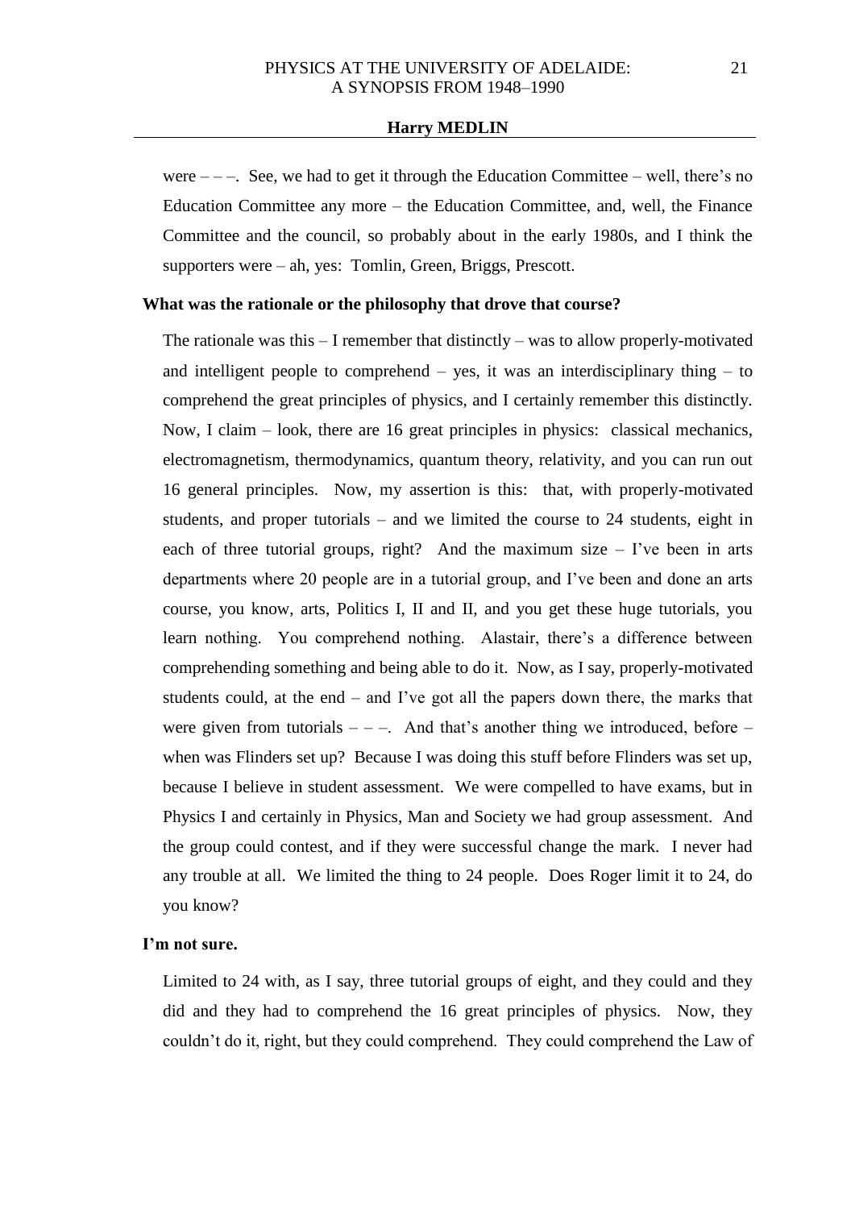were – – –. See, we had to get it through the Education Committee – well, there's no Education Committee any more – the Education Committee, and, well, the Finance Committee and the council, so probably about in the early 1980s, and I think the supporters were – ah, yes: Tomlin, Green, Briggs, Prescott.

**What was the rationale or the philosophy that drove that course?**

The rationale was this – I remember that distinctly – was to allow properly-motivated and intelligent people to comprehend – yes, it was an interdisciplinary thing – to comprehend the great principles of physics, and I certainly remember this distinctly. Now, I claim – look, there are 16 great principles in physics: classical mechanics, electromagnetism, thermodynamics, quantum theory, relativity, and you can run out 16 general principles. Now, my assertion is this: that, with properly-motivated students, and proper tutorials – and we limited the course to 24 students, eight in each of three tutorial groups, right? And the maximum size – I've been in arts departments where 20 people are in a tutorial group, and I've been and done an arts course, you know, arts, Politics I, II and II, and you get these huge tutorials, you learn nothing. You comprehend nothing. Alastair, there's a difference between comprehending something and being able to do it. Now, as I say, properly-motivated students could, at the end – and I've got all the papers down there, the marks that were given from tutorials – – –. And that's another thing we introduced, before – when was Flinders set up? Because I was doing this stuff before Flinders was set up, because I believe in student assessment. We were compelled to have exams, but in Physics I and certainly in Physics, Man and Society we had group assessment. And the group could contest, and if they were successful change the mark. I never had any trouble at all. We limited the thing to 24 people. Does Roger limit it to 24, do you know?

**I'm not sure.**

Limited to 24 with, as I say, three tutorial groups of eight, and they could and they did and they had to comprehend the 16 great principles of physics. Now, they couldn't do it, right, but they could comprehend. They could comprehend the Law of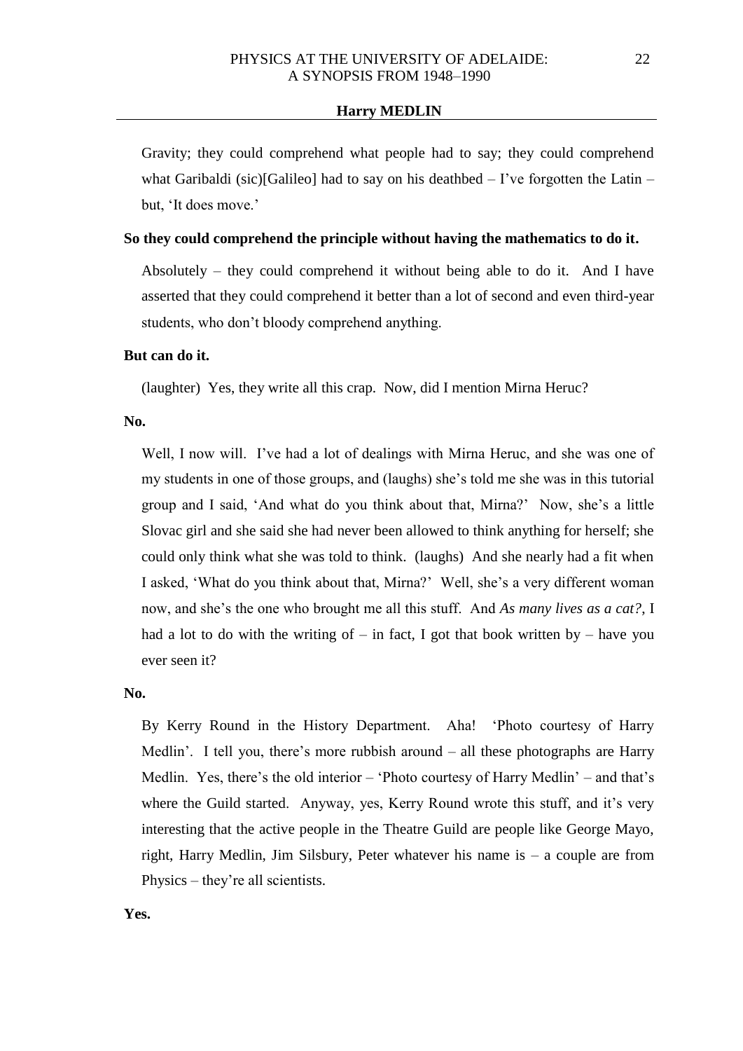Gravity; they could comprehend what people had to say; they could comprehend what Garibaldi (sic)[Galileo] had to say on his deathbed – I've forgotten the Latin – but, 'It does move.'

**So they could comprehend the principle without having the mathematics to do it.**

Absolutely – they could comprehend it without being able to do it. And I have asserted that they could comprehend it better than a lot of second and even third-year students, who don't bloody comprehend anything.

**But can do it.**

(laughter) Yes, they write all this crap. Now, did I mention Mirna Heruc?

**No.**

Well, I now will. I've had a lot of dealings with Mirna Heruc, and she was one of my students in one of those groups, and (laughs) she's told me she was in this tutorial group and I said, 'And what do you think about that, Mirna?' Now, she's a little Slovac girl and she said she had never been allowed to think anything for herself; she could only think what she was told to think. (laughs) And she nearly had a fit when I asked, 'What do you think about that, Mirna?' Well, she's a very different woman now, and she's the one who brought me all this stuff. And *As many lives as a cat?*, I had a lot to do with the writing of – in fact, I got that book written by – have you ever seen it?

**No.**

By Kerry Round in the History Department. Aha! 'Photo courtesy of Harry Medlin'. I tell you, there's more rubbish around – all these photographs are Harry Medlin. Yes, there's the old interior – 'Photo courtesy of Harry Medlin' – and that's where the Guild started. Anyway, yes, Kerry Round wrote this stuff, and it's very interesting that the active people in the Theatre Guild are people like George Mayo, right, Harry Medlin, Jim Silsbury, Peter whatever his name is – a couple are from Physics – they're all scientists.

**Yes.**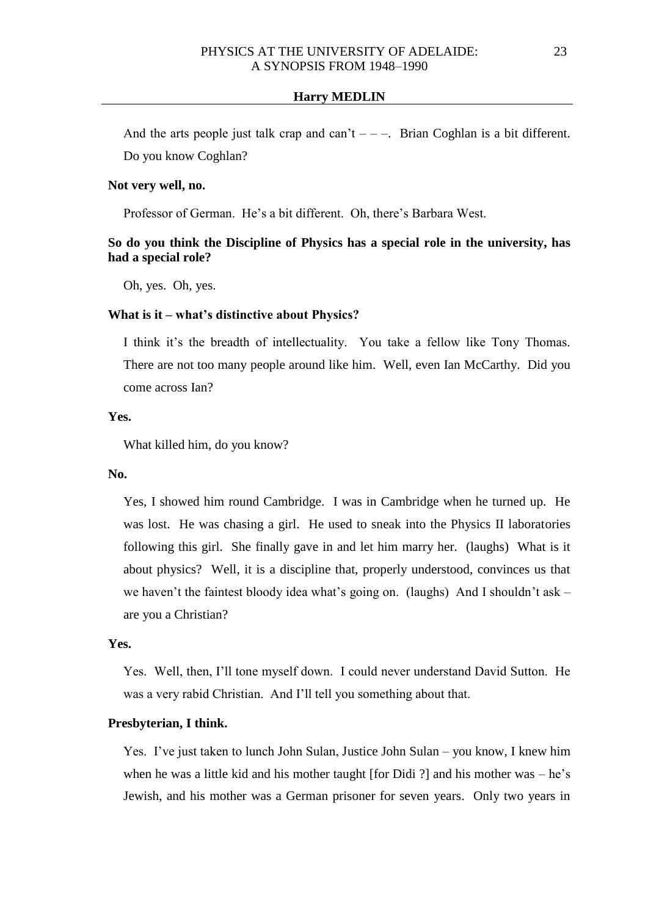And the arts people just talk crap and can't – – –. Brian Coghlan is a bit different. Do you know Coghlan?

**Not very well, no.**

Professor of German. He's a bit different. Oh, there's Barbara West.

**So do you think the Discipline of Physics has a special role in the university, has had a special role?**

Oh, yes. Oh, yes.

**What is it – what's distinctive about Physics?**

I think it's the breadth of intellectuality. You take a fellow like Tony Thomas. There are not too many people around like him. Well, even Ian McCarthy. Did you come across Ian?

**Yes.**

What killed him, do you know?

**No.**

Yes, I showed him round Cambridge. I was in Cambridge when he turned up. He was lost. He was chasing a girl. He used to sneak into the Physics II laboratories following this girl. She finally gave in and let him marry her. (laughs) What is it about physics? Well, it is a discipline that, properly understood, convinces us that we haven't the faintest bloody idea what's going on. (laughs) And I shouldn't ask – are you a Christian?

**Yes.**

Yes. Well, then, I'll tone myself down. I could never understand David Sutton. He was a very rabid Christian. And I'll tell you something about that.

**Presbyterian, I think.**

Yes. I've just taken to lunch John Sulan, Justice John Sulan – you know, I knew him when he was a little kid and his mother taught [for Didi ?] and his mother was – he's Jewish, and his mother was a German prisoner for seven years. Only two years in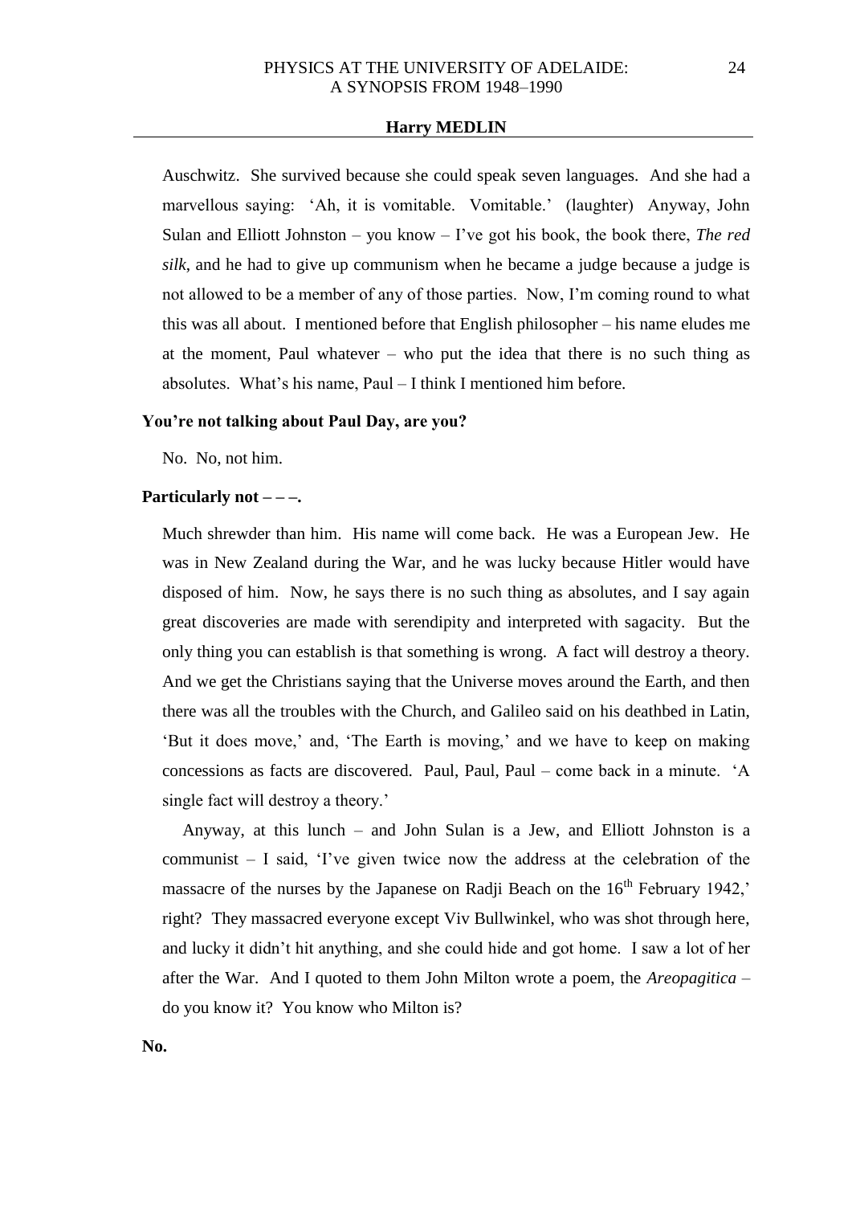Auschwitz. She survived because she could speak seven languages. And she had a marvellous saying: 'Ah, it is vomitable. Vomitable.' (laughter) Anyway, John Sulan and Elliott Johnston – you know – I've got his book, the book there, *The red silk*, and he had to give up communism when he became a judge because a judge is not allowed to be a member of any of those parties. Now, I'm coming round to what this was all about. I mentioned before that English philosopher – his name eludes me at the moment, Paul whatever – who put the idea that there is no such thing as absolutes. What's his name, Paul – I think I mentioned him before.

**You're not talking about Paul Day, are you?**

No. No, not him.

**Particularly not – – –.**

Much shrewder than him. His name will come back. He was a European Jew. He was in New Zealand during the War, and he was lucky because Hitler would have disposed of him. Now, he says there is no such thing as absolutes, and I say again great discoveries are made with serendipity and interpreted with sagacity. But the only thing you can establish is that something is wrong. A fact will destroy a theory. And we get the Christians saying that the Universe moves around the Earth, and then there was all the troubles with the Church, and Galileo said on his deathbed in Latin, 'But it does move,' and, 'The Earth is moving,' and we have to keep on making concessions as facts are discovered. Paul, Paul, Paul – come back in a minute. 'A single fact will destroy a theory.'

Anyway, at this lunch – and John Sulan is a Jew, and Elliott Johnston is a communist – I said, 'I've given twice now the address at the celebration of the massacre of the nurses by the Japanese on Radji Beach on the 16th February 1942,' right? They massacred everyone except Viv Bullwinkel, who was shot through here, and lucky it didn't hit anything, and she could hide and got home. I saw a lot of her after the War. And I quoted to them John Milton wrote a poem, the *Areopagitica* – do you know it? You know who Milton is?

**No.**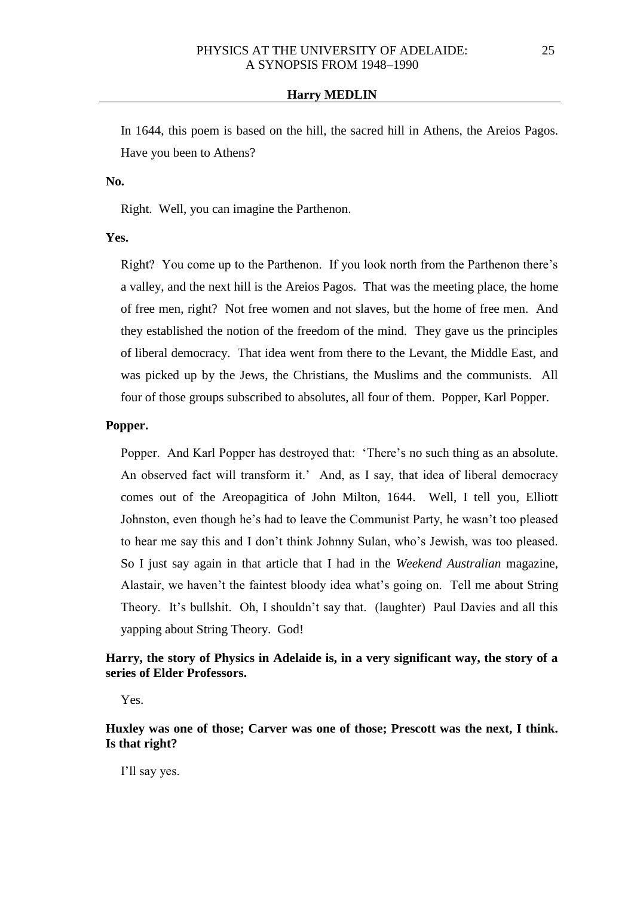In 1644, this poem is based on the hill, the sacred hill in Athens, the Areios Pagos. Have you been to Athens?

**No.**

Right. Well, you can imagine the Parthenon.

**Yes.**

Right? You come up to the Parthenon. If you look north from the Parthenon there's a valley, and the next hill is the Areios Pagos. That was the meeting place, the home of free men, right? Not free women and not slaves, but the home of free men. And they established the notion of the freedom of the mind. They gave us the principles of liberal democracy. That idea went from there to the Levant, the Middle East, and was picked up by the Jews, the Christians, the Muslims and the communists. All four of those groups subscribed to absolutes, all four of them. Popper, Karl Popper.

**Popper.**

Popper. And Karl Popper has destroyed that: 'There's no such thing as an absolute. An observed fact will transform it.' And, as I say, that idea of liberal democracy comes out of the Areopagitica of John Milton, 1644. Well, I tell you, Elliott Johnston, even though he's had to leave the Communist Party, he wasn't too pleased to hear me say this and I don't think Johnny Sulan, who's Jewish, was too pleased. So I just say again in that article that I had in the *Weekend Australian* magazine, Alastair, we haven't the faintest bloody idea what's going on. Tell me about String Theory. It's bullshit. Oh, I shouldn't say that. (laughter) Paul Davies and all this yapping about String Theory. God!

**Harry, the story of Physics in Adelaide is, in a very significant way, the story of a series of Elder Professors.**

Yes.

**Huxley was one of those; Carver was one of those; Prescott was the next, I think. Is that right?**

I'll say yes.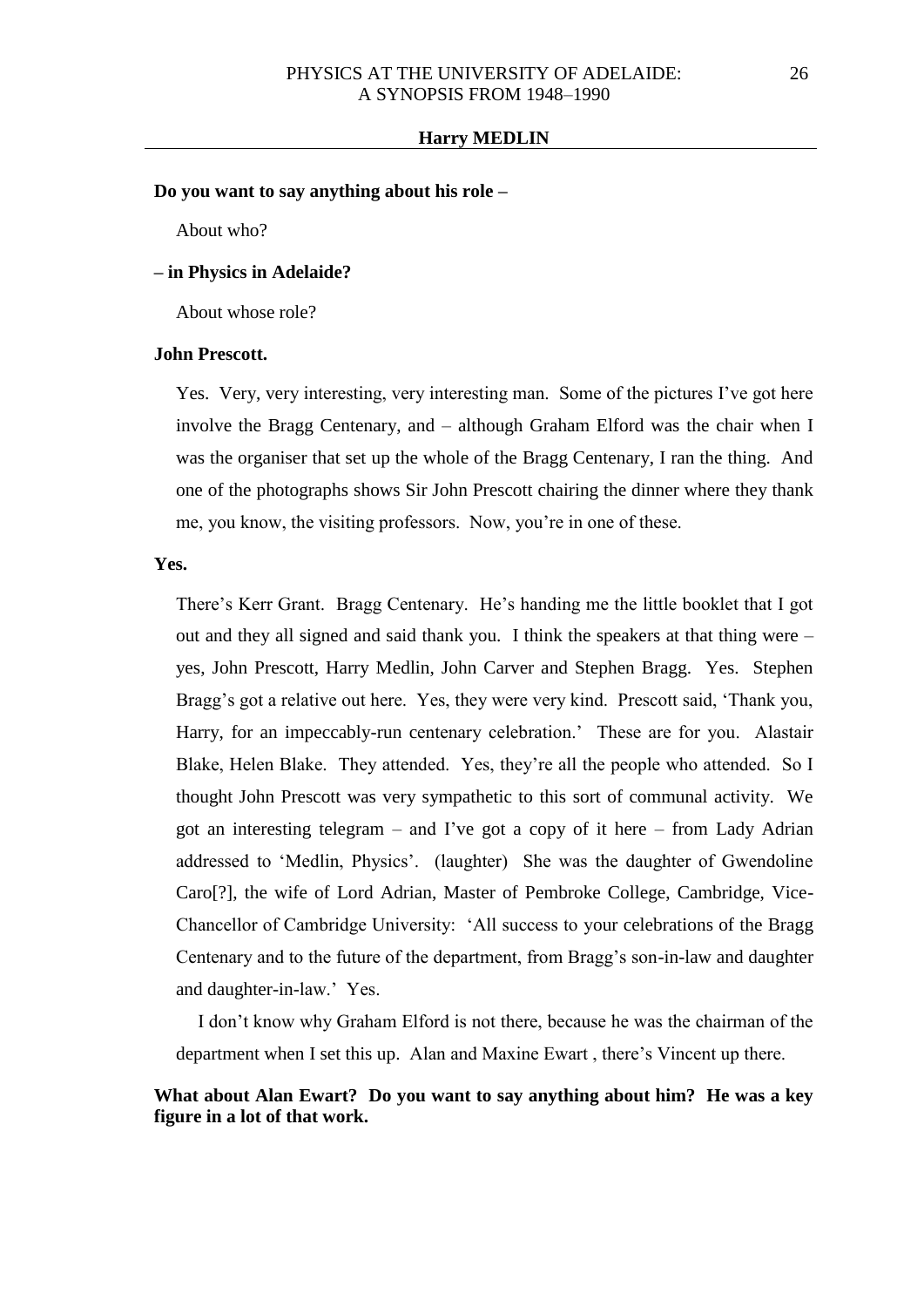**Do you want to say anything about his role –**

About who?

**– in Physics in Adelaide?**

About whose role?

**John Prescott.**

Yes. Very, very interesting, very interesting man. Some of the pictures I've got here involve the Bragg Centenary, and – although Graham Elford was the chair when I was the organiser that set up the whole of the Bragg Centenary, I ran the thing. And one of the photographs shows Sir John Prescott chairing the dinner where they thank me, you know, the visiting professors. Now, you're in one of these.

**Yes.**

There's Kerr Grant. Bragg Centenary. He's handing me the little booklet that I got out and they all signed and said thank you. I think the speakers at that thing were – yes, John Prescott, Harry Medlin, John Carver and Stephen Bragg. Yes. Stephen Bragg's got a relative out here. Yes, they were very kind. Prescott said, 'Thank you, Harry, for an impeccably-run centenary celebration.' These are for you. Alastair Blake, Helen Blake. They attended. Yes, they're all the people who attended. So I thought John Prescott was very sympathetic to this sort of communal activity. We got an interesting telegram – and I've got a copy of it here – from Lady Adrian addressed to 'Medlin, Physics'. (laughter) She was the daughter of Gwendoline Caro[?], the wife of Lord Adrian, Master of Pembroke College, Cambridge, Vice-Chancellor of Cambridge University: 'All success to your celebrations of the Bragg Centenary and to the future of the department, from Bragg's son-in-law and daughter and daughter-in-law.' Yes.

I don't know why Graham Elford is not there, because he was the chairman of the department when I set this up. Alan and Maxine Ewart , there's Vincent up there.

**What about Alan Ewart? Do you want to say anything about him? He was a key figure in a lot of that work.**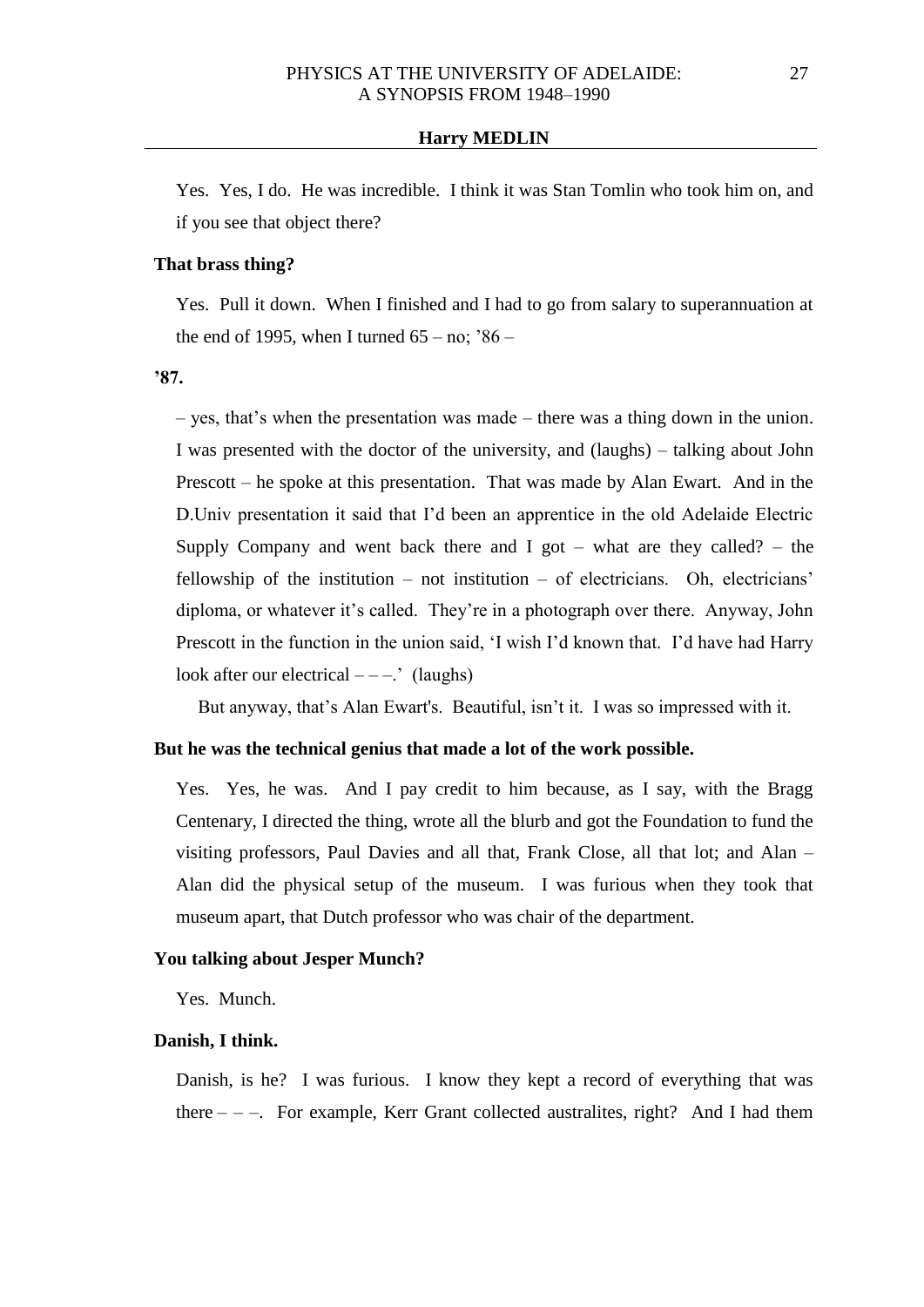Yes. Yes, I do. He was incredible. I think it was Stan Tomlin who took him on, and if you see that object there?

**That brass thing?**

Yes. Pull it down. When I finished and I had to go from salary to superannuation at the end of 1995, when I turned 65 – no; ’86 –

**’87.**

– yes, that’s when the presentation was made – there was a thing down in the union. I was presented with the doctor of the university, and (laughs) – talking about John Prescott – he spoke at this presentation. That was made by Alan Ewart. And in the D.Univ presentation it said that I’d been an apprentice in the old Adelaide Electric Supply Company and went back there and I got – what are they called? – the fellowship of the institution – not institution – of electricians. Oh, electricians’ diploma, or whatever it’s called. They’re in a photograph over there. Anyway, John Prescott in the function in the union said, ‘I wish I’d known that. I’d have had Harry look after our electrical – – –.’ (laughs)

But anyway, that’s Alan Ewart's. Beautiful, isn’t it. I was so impressed with it.

**But he was the technical genius that made a lot of the work possible.**

Yes. Yes, he was. And I pay credit to him because, as I say, with the Bragg Centenary, I directed the thing, wrote all the blurb and got the Foundation to fund the visiting professors, Paul Davies and all that, Frank Close, all that lot; and Alan – Alan did the physical setup of the museum. I was furious when they took that museum apart, that Dutch professor who was chair of the department.

**You talking about Jesper Munch?**

Yes. Munch.

**Danish, I think.**

Danish, is he? I was furious. I know they kept a record of everything that was there – – –. For example, Kerr Grant collected australites, right? And I had them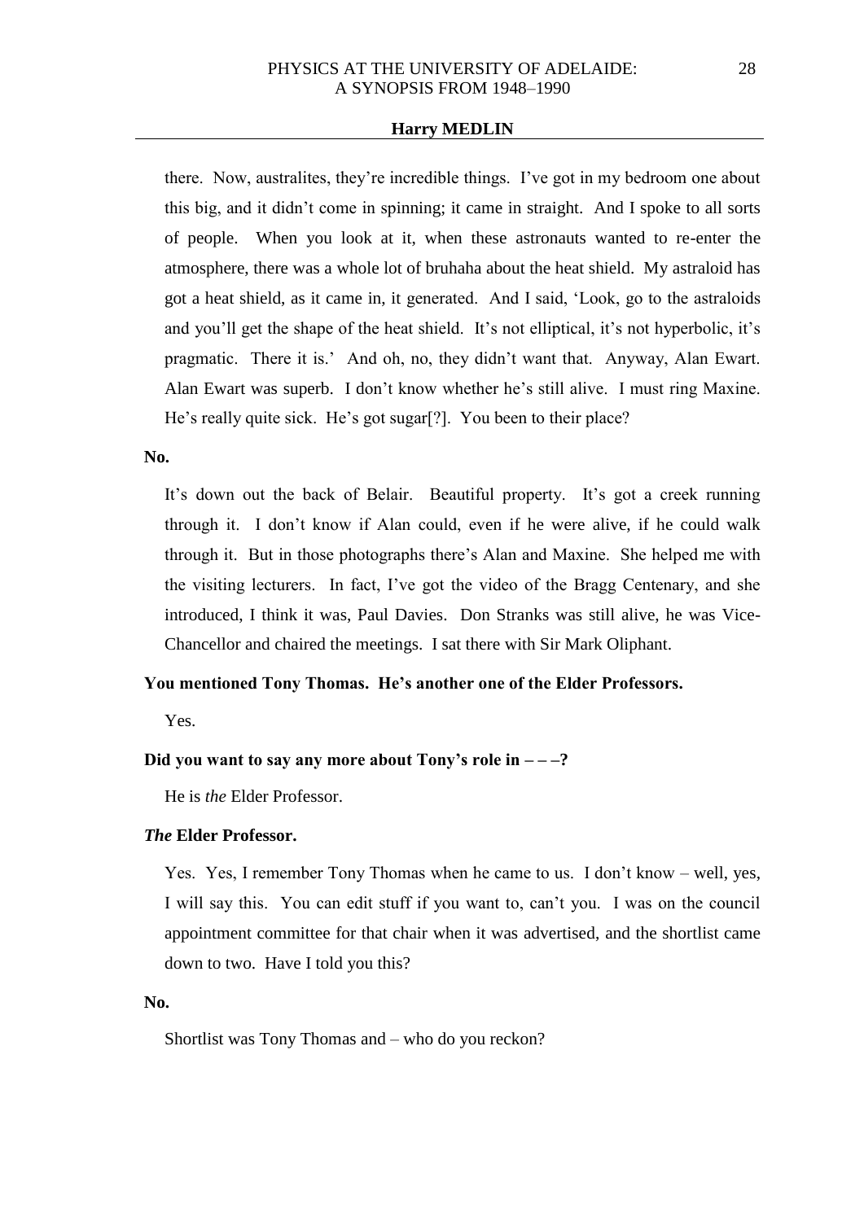there. Now, australites, they're incredible things. I've got in my bedroom one about this big, and it didn't come in spinning; it came in straight. And I spoke to all sorts of people. When you look at it, when these astronauts wanted to re-enter the atmosphere, there was a whole lot of bruhaha about the heat shield. My astraloid has got a heat shield, as it came in, it generated. And I said, 'Look, go to the astraloids and you'll get the shape of the heat shield. It's not elliptical, it's not hyperbolic, it's pragmatic. There it is.' And oh, no, they didn't want that. Anyway, Alan Ewart. Alan Ewart was superb. I don't know whether he's still alive. I must ring Maxine. He's really quite sick. He's got sugar[?]. You been to their place?

**No.**

It's down out the back of Belair. Beautiful property. It's got a creek running through it. I don't know if Alan could, even if he were alive, if he could walk through it. But in those photographs there's Alan and Maxine. She helped me with the visiting lecturers. In fact, I've got the video of the Bragg Centenary, and she introduced, I think it was, Paul Davies. Don Stranks was still alive, he was Vice-Chancellor and chaired the meetings. I sat there with Sir Mark Oliphant.

**You mentioned Tony Thomas. He's another one of the Elder Professors.**

Yes.

**Did you want to say any more about Tony's role in – – –?**

He is *the* Elder Professor.

***The* Elder Professor.**

Yes. Yes, I remember Tony Thomas when he came to us. I don't know – well, yes, I will say this. You can edit stuff if you want to, can't you. I was on the council appointment committee for that chair when it was advertised, and the shortlist came down to two. Have I told you this?

**No.**

Shortlist was Tony Thomas and – who do you reckon?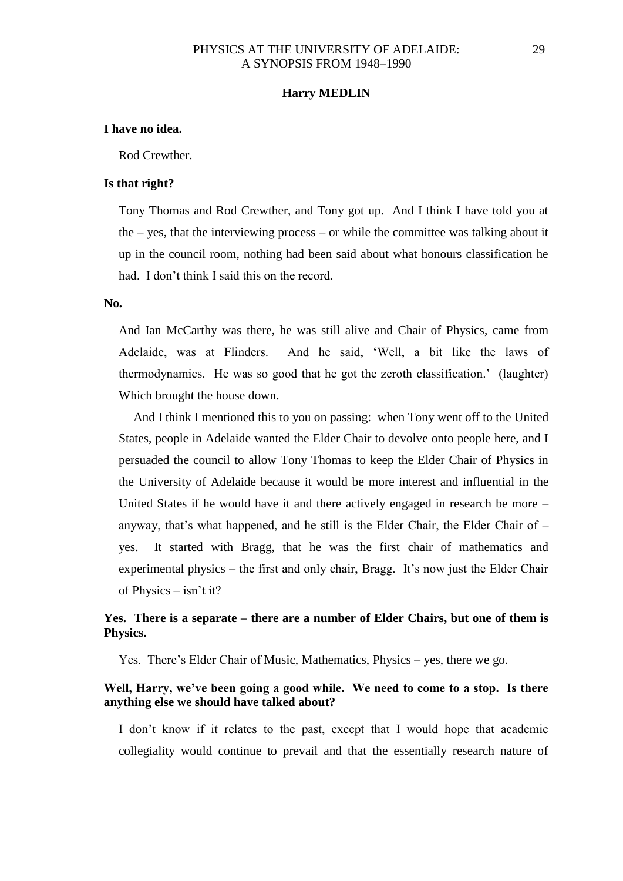**I have no idea.**

Rod Crewther.

**Is that right?**

Tony Thomas and Rod Crewther, and Tony got up. And I think I have told you at the – yes, that the interviewing process – or while the committee was talking about it up in the council room, nothing had been said about what honours classification he had. I don't think I said this on the record.

**No.**

And Ian McCarthy was there, he was still alive and Chair of Physics, came from Adelaide, was at Flinders. And he said, 'Well, a bit like the laws of thermodynamics. He was so good that he got the zeroth classification.' (laughter) Which brought the house down.

And I think I mentioned this to you on passing: when Tony went off to the United States, people in Adelaide wanted the Elder Chair to devolve onto people here, and I persuaded the council to allow Tony Thomas to keep the Elder Chair of Physics in the University of Adelaide because it would be more interest and influential in the United States if he would have it and there actively engaged in research be more – anyway, that's what happened, and he still is the Elder Chair, the Elder Chair of – yes. It started with Bragg, that he was the first chair of mathematics and experimental physics – the first and only chair, Bragg. It's now just the Elder Chair of Physics – isn't it?

**Yes. There is a separate – there are a number of Elder Chairs, but one of them is Physics.**

Yes. There's Elder Chair of Music, Mathematics, Physics – yes, there we go.

**Well, Harry, we've been going a good while. We need to come to a stop. Is there anything else we should have talked about?**

I don't know if it relates to the past, except that I would hope that academic collegiality would continue to prevail and that the essentially research nature of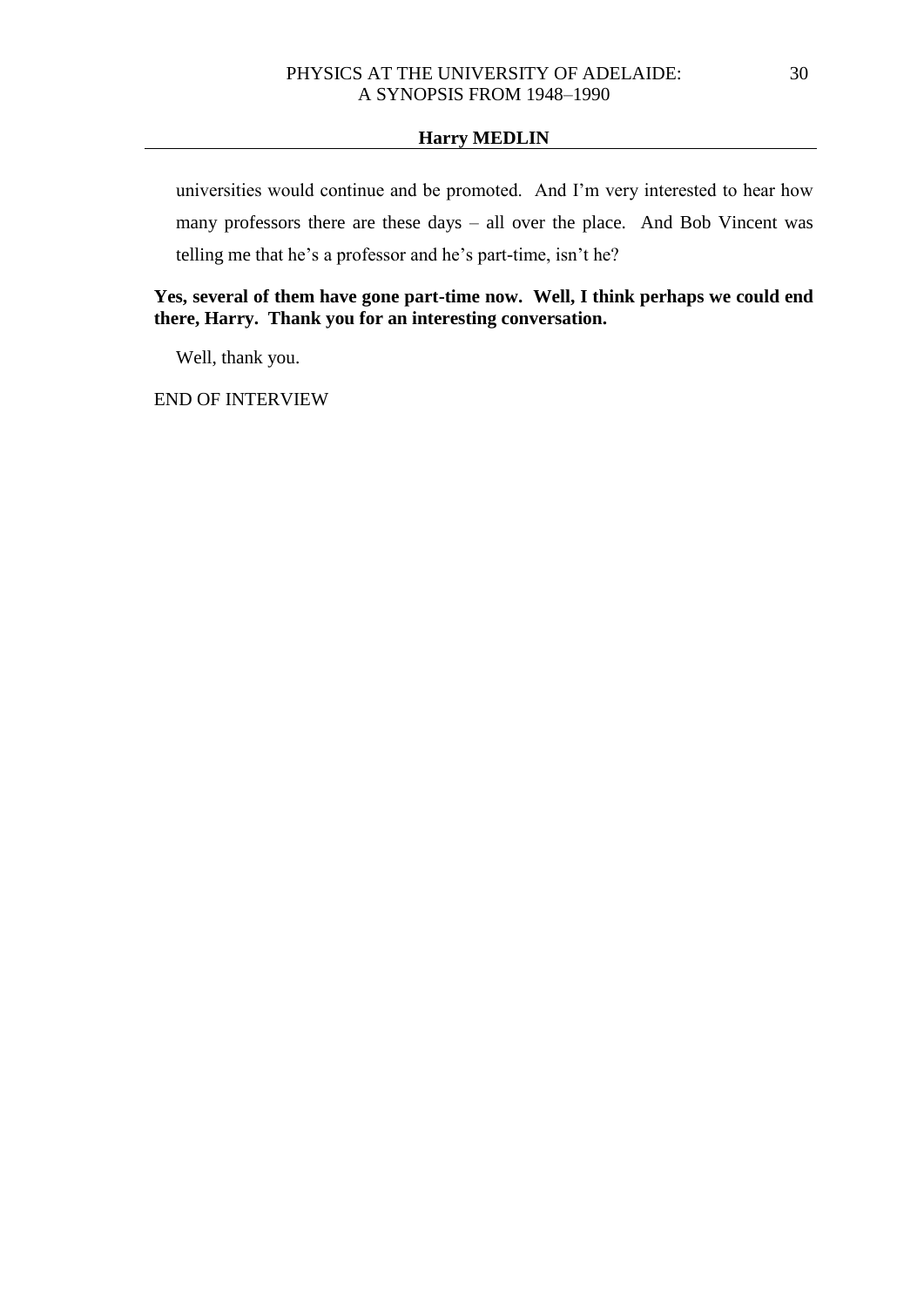universities would continue and be promoted. And I'm very interested to hear how many professors there are these days – all over the place. And Bob Vincent was telling me that he's a professor and he's part-time, isn't he?

**Yes, several of them have gone part-time now. Well, I think perhaps we could end there, Harry. Thank you for an interesting conversation.**

Well, thank you.

END OF INTERVIEW